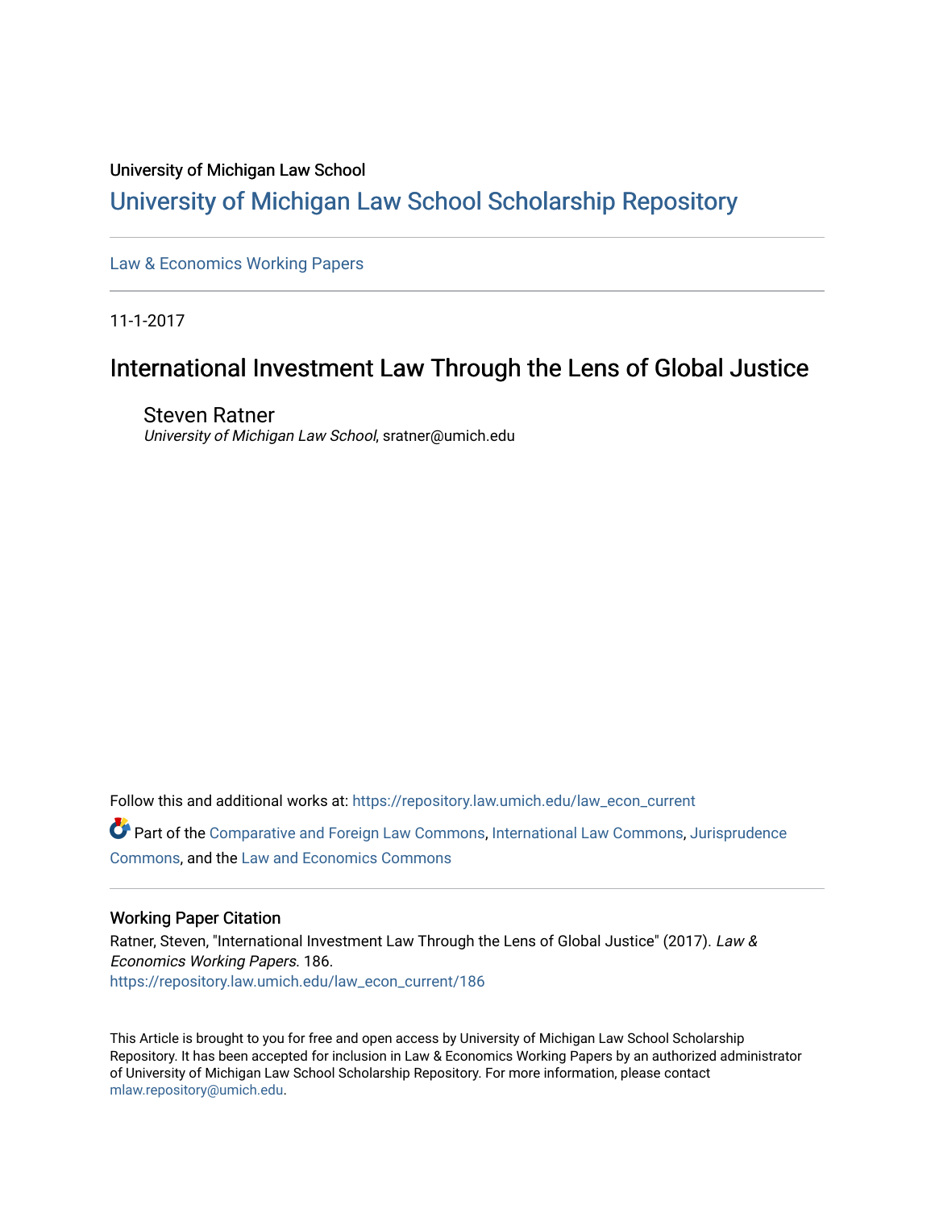University of Michigan Law School

# University of Michigan Law School Scholarship Repository

Law & Economics Working Papers

11-1-2017

## International Investment Law Through the Lens of Global Justice

Steven Ratner
*University of Michigan Law School*, sratner@umich.edu

Follow this and additional works at: https://repository.law.umich.edu/law_econ_current

Part of the Comparative and Foreign Law Commons, International Law Commons, Jurisprudence Commons, and the Law and Economics Commons

### Working Paper Citation

Ratner, Steven, "International Investment Law Through the Lens of Global Justice" (2017). *Law & Economics Working Papers*. 186.
https://repository.law.umich.edu/law_econ_current/186

This Article is brought to you for free and open access by University of Michigan Law School Scholarship Repository. It has been accepted for inclusion in Law & Economics Working Papers by an authorized administrator of University of Michigan Law School Scholarship Repository. For more information, please contact mlaw.repository@umich.edu.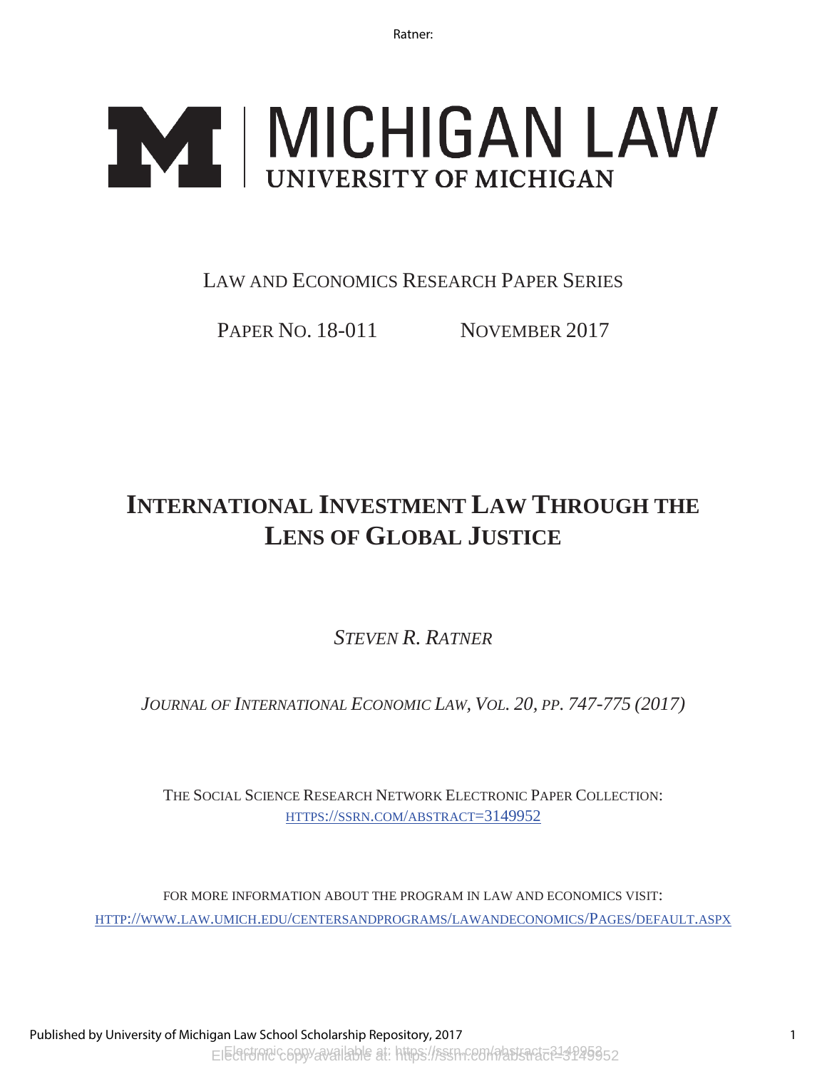MICHIGAN LAW
UNIVERSITY OF MICHIGAN

LAW AND ECONOMICS RESEARCH PAPER SERIES

PAPER NO. 18-011 NOVEMBER 2017

# INTERNATIONAL INVESTMENT LAW THROUGH THE LENS OF GLOBAL JUSTICE

*STEVEN R. RATNER*

*JOURNAL OF INTERNATIONAL ECONOMIC LAW, VOL. 20, PP. 747-775 (2017)*

THE SOCIAL SCIENCE RESEARCH NETWORK ELECTRONIC PAPER COLLECTION:
HTTPS://SSRN.COM/ABSTRACT=3149952

FOR MORE INFORMATION ABOUT THE PROGRAM IN LAW AND ECONOMICS VISIT:
HTTP://WWW.LAW.UMICH.EDU/CENTERSANDPROGRAMS/LAWANDECONOMICS/PAGES/DEFAULT.ASPX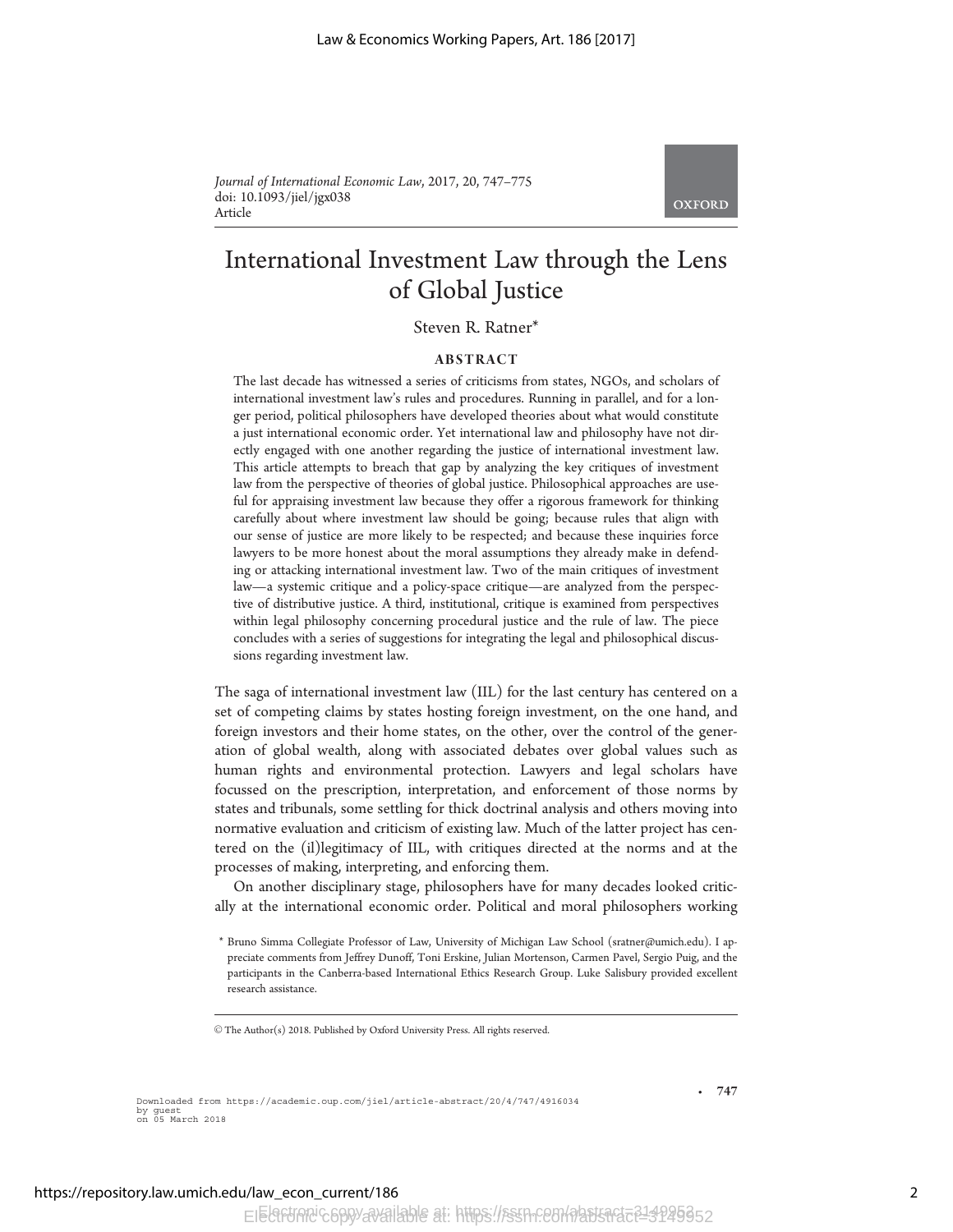# International Investment Law through the Lens of Global Justice

Steven R. Ratner*

## ABSTRACT

The last decade has witnessed a series of criticisms from states, NGOs, and scholars of international investment law's rules and procedures. Running in parallel, and for a longer period, political philosophers have developed theories about what would constitute a just international economic order. Yet international law and philosophy have not directly engaged with one another regarding the justice of international investment law. This article attempts to breach that gap by analyzing the key critiques of investment law from the perspective of theories of global justice. Philosophical approaches are useful for appraising investment law because they offer a rigorous framework for thinking carefully about where investment law should be going; because rules that align with our sense of justice are more likely to be respected; and because these inquiries force lawyers to be more honest about the moral assumptions they already make in defending or attacking international investment law. Two of the main critiques of investment law—a systemic critique and a policy-space critique—are analyzed from the perspective of distributive justice. A third, institutional, critique is examined from perspectives within legal philosophy concerning procedural justice and the rule of law. The piece concludes with a series of suggestions for integrating the legal and philosophical discussions regarding investment law.

The saga of international investment law (IIL) for the last century has centered on a set of competing claims by states hosting foreign investment, on the one hand, and foreign investors and their home states, on the other, over the control of the generation of global wealth, along with associated debates over global values such as human rights and environmental protection. Lawyers and legal scholars have focussed on the prescription, interpretation, and enforcement of those norms by states and tribunals, some settling for thick doctrinal analysis and others moving into normative evaluation and criticism of existing law. Much of the latter project has centered on the (il)legitimacy of IIL, with critiques directed at the norms and at the processes of making, interpreting, and enforcing them.

On another disciplinary stage, philosophers have for many decades looked critically at the international economic order. Political and moral philosophers working

* Bruno Simma Collegiate Professor of Law, University of Michigan Law School (sratner@umich.edu). I appreciate comments from Jeffrey Dunoff, Toni Erskine, Julian Mortenson, Carmen Pavel, Sergio Puig, and the participants in the Canberra-based International Ethics Research Group. Luke Salisbury provided excellent research assistance.

© The Author(s) 2018. Published by Oxford University Press. All rights reserved.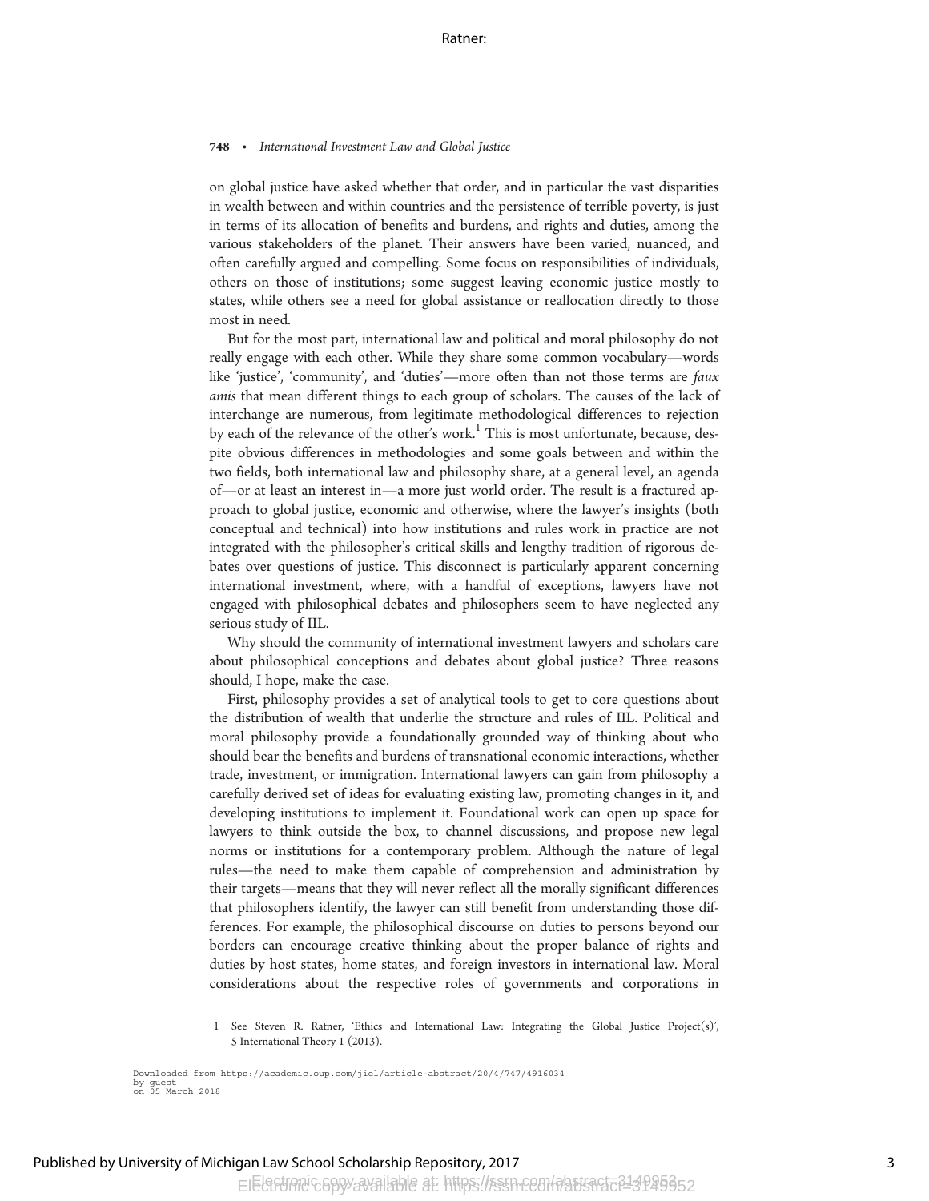on global justice have asked whether that order, and in particular the vast disparities in wealth between and within countries and the persistence of terrible poverty, is just in terms of its allocation of benefits and burdens, and rights and duties, among the various stakeholders of the planet. Their answers have been varied, nuanced, and often carefully argued and compelling. Some focus on responsibilities of individuals, others on those of institutions; some suggest leaving economic justice mostly to states, while others see a need for global assistance or reallocation directly to those most in need.

But for the most part, international law and political and moral philosophy do not really engage with each other. While they share some common vocabulary—words like 'justice', 'community', and 'duties'—more often than not those terms are *faux amis* that mean different things to each group of scholars. The causes of the lack of interchange are numerous, from legitimate methodological differences to rejection by each of the relevance of the other's work.[1] This is most unfortunate, because, despite obvious differences in methodologies and some goals between and within the two fields, both international law and philosophy share, at a general level, an agenda of—or at least an interest in—a more just world order. The result is a fractured approach to global justice, economic and otherwise, where the lawyer's insights (both conceptual and technical) into how institutions and rules work in practice are not integrated with the philosopher's critical skills and lengthy tradition of rigorous debates over questions of justice. This disconnect is particularly apparent concerning international investment, where, with a handful of exceptions, lawyers have not engaged with philosophical debates and philosophers seem to have neglected any serious study of IIL.

Why should the community of international investment lawyers and scholars care about philosophical conceptions and debates about global justice? Three reasons should, I hope, make the case.

First, philosophy provides a set of analytical tools to get to core questions about the distribution of wealth that underlie the structure and rules of IIL. Political and moral philosophy provide a foundationally grounded way of thinking about who should bear the benefits and burdens of transnational economic interactions, whether trade, investment, or immigration. International lawyers can gain from philosophy a carefully derived set of ideas for evaluating existing law, promoting changes in it, and developing institutions to implement it. Foundational work can open up space for lawyers to think outside the box, to channel discussions, and propose new legal norms or institutions for a contemporary problem. Although the nature of legal rules—the need to make them capable of comprehension and administration by their targets—means that they will never reflect all the morally significant differences that philosophers identify, the lawyer can still benefit from understanding those differences. For example, the philosophical discourse on duties to persons beyond our borders can encourage creative thinking about the proper balance of rights and duties by host states, home states, and foreign investors in international law. Moral considerations about the respective roles of governments and corporations in

1 See Steven R. Ratner, 'Ethics and International Law: Integrating the Global Justice Project(s)', 5 International Theory 1 (2013).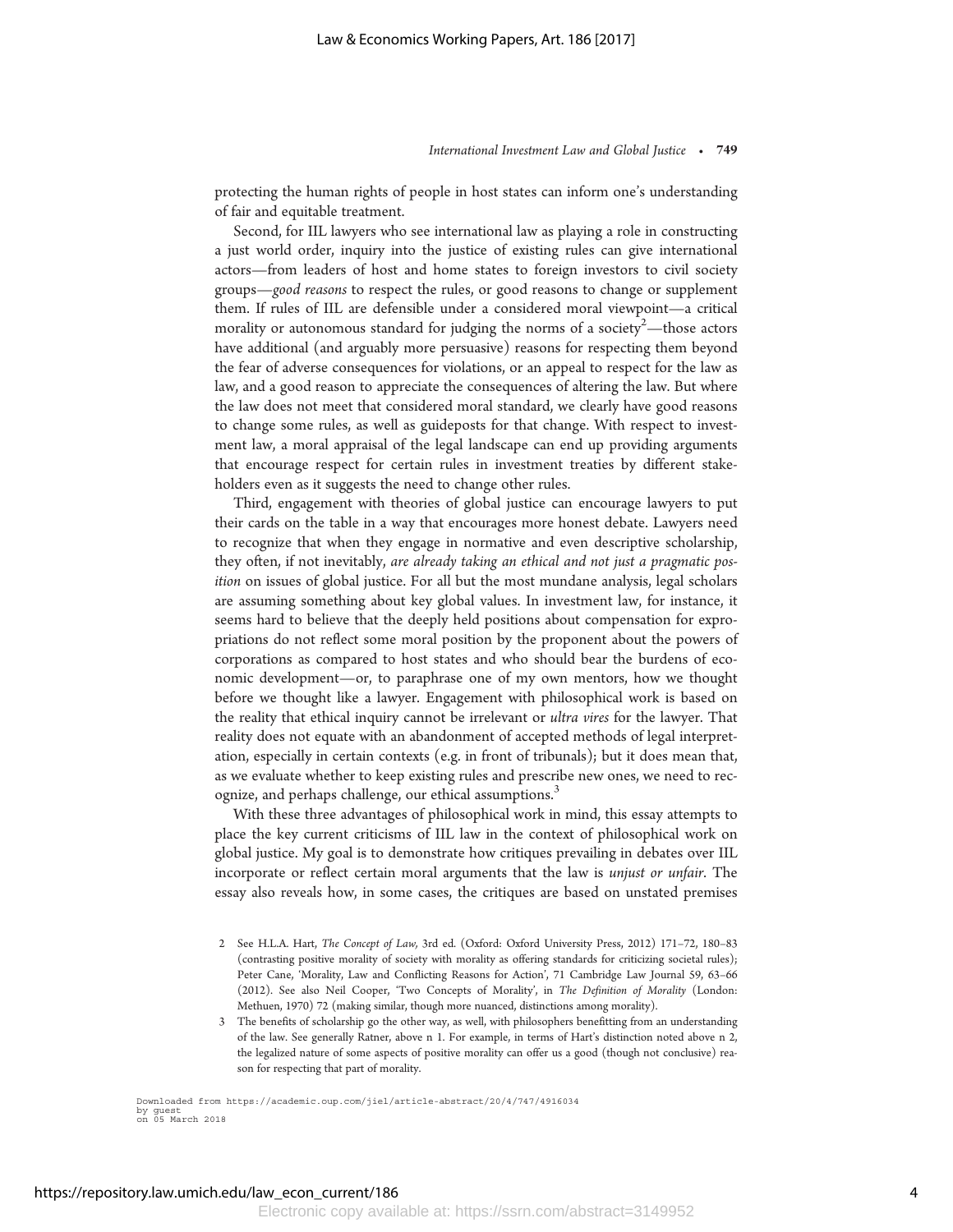protecting the human rights of people in host states can inform one's understanding of fair and equitable treatment.

Second, for IIL lawyers who see international law as playing a role in constructing a just world order, inquiry into the justice of existing rules can give international actors—from leaders of host and home states to foreign investors to civil society groups—*good reasons* to respect the rules, or good reasons to change or supplement them. If rules of IIL are defensible under a considered moral viewpoint—a critical morality or autonomous standard for judging the norms of a society[2]—those actors have additional (and arguably more persuasive) reasons for respecting them beyond the fear of adverse consequences for violations, or an appeal to respect for the law as law, and a good reason to appreciate the consequences of altering the law. But where the law does not meet that considered moral standard, we clearly have good reasons to change some rules, as well as guideposts for that change. With respect to investment law, a moral appraisal of the legal landscape can end up providing arguments that encourage respect for certain rules in investment treaties by different stakeholders even as it suggests the need to change other rules.

Third, engagement with theories of global justice can encourage lawyers to put their cards on the table in a way that encourages more honest debate. Lawyers need to recognize that when they engage in normative and even descriptive scholarship, they often, if not inevitably, *are already taking an ethical and not just a pragmatic position* on issues of global justice. For all but the most mundane analysis, legal scholars are assuming something about key global values. In investment law, for instance, it seems hard to believe that the deeply held positions about compensation for expropriations do not reflect some moral position by the proponent about the powers of corporations as compared to host states and who should bear the burdens of economic development—or, to paraphrase one of my own mentors, how we thought before we thought like a lawyer. Engagement with philosophical work is based on the reality that ethical inquiry cannot be irrelevant or *ultra vires* for the lawyer. That reality does not equate with an abandonment of accepted methods of legal interpretation, especially in certain contexts (e.g. in front of tribunals); but it does mean that, as we evaluate whether to keep existing rules and prescribe new ones, we need to recognize, and perhaps challenge, our ethical assumptions.[3]

With these three advantages of philosophical work in mind, this essay attempts to place the key current criticisms of IIL law in the context of philosophical work on global justice. My goal is to demonstrate how critiques prevailing in debates over IIL incorporate or reflect certain moral arguments that the law is *unjust or unfair*. The essay also reveals how, in some cases, the critiques are based on unstated premises

2 See H.L.A. Hart, *The Concept of Law,* 3rd ed. (Oxford: Oxford University Press, 2012) 171–72, 180–83 (contrasting positive morality of society with morality as offering standards for criticizing societal rules); Peter Cane, 'Morality, Law and Conflicting Reasons for Action', 71 Cambridge Law Journal 59, 63–66 (2012). See also Neil Cooper, 'Two Concepts of Morality', in *The Definition of Morality* (London: Methuen, 1970) 72 (making similar, though more nuanced, distinctions among morality).

3 The benefits of scholarship go the other way, as well, with philosophers benefitting from an understanding of the law. See generally Ratner, above n 1. For example, in terms of Hart's distinction noted above n 2, the legalized nature of some aspects of positive morality can offer us a good (though not conclusive) reason for respecting that part of morality.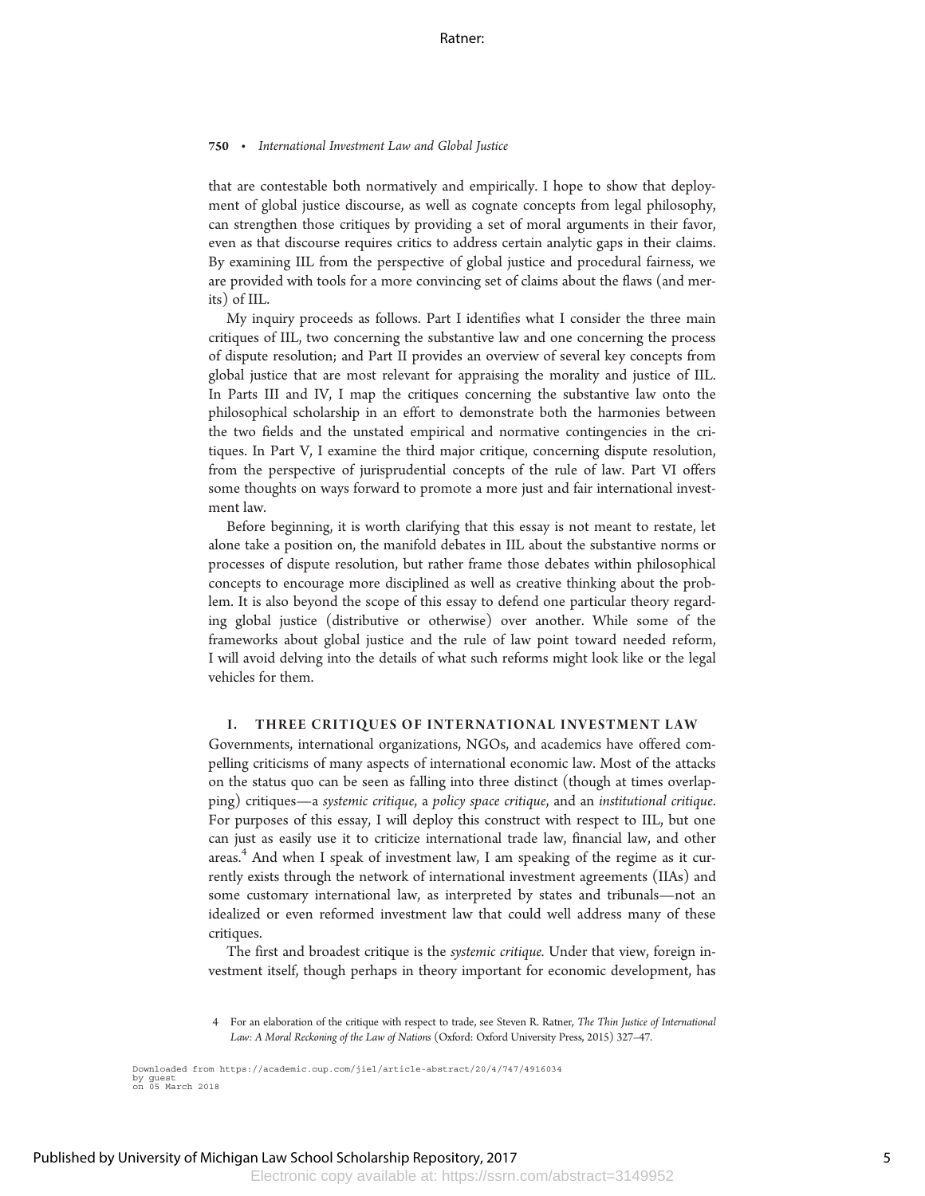that are contestable both normatively and empirically. I hope to show that deployment of global justice discourse, as well as cognate concepts from legal philosophy, can strengthen those critiques by providing a set of moral arguments in their favor, even as that discourse requires critics to address certain analytic gaps in their claims. By examining IIL from the perspective of global justice and procedural fairness, we are provided with tools for a more convincing set of claims about the flaws (and merits) of IIL.

My inquiry proceeds as follows. Part I identifies what I consider the three main critiques of IIL, two concerning the substantive law and one concerning the process of dispute resolution; and Part II provides an overview of several key concepts from global justice that are most relevant for appraising the morality and justice of IIL. In Parts III and IV, I map the critiques concerning the substantive law onto the philosophical scholarship in an effort to demonstrate both the harmonies between the two fields and the unstated empirical and normative contingencies in the critiques. In Part V, I examine the third major critique, concerning dispute resolution, from the perspective of jurisprudential concepts of the rule of law. Part VI offers some thoughts on ways forward to promote a more just and fair international investment law.

Before beginning, it is worth clarifying that this essay is not meant to restate, let alone take a position on, the manifold debates in IIL about the substantive norms or processes of dispute resolution, but rather frame those debates within philosophical concepts to encourage more disciplined as well as creative thinking about the problem. It is also beyond the scope of this essay to defend one particular theory regarding global justice (distributive or otherwise) over another. While some of the frameworks about global justice and the rule of law point toward needed reform, I will avoid delving into the details of what such reforms might look like or the legal vehicles for them.

## I. THREE CRITIQUES OF INTERNATIONAL INVESTMENT LAW

Governments, international organizations, NGOs, and academics have offered compelling criticisms of many aspects of international economic law. Most of the attacks on the status quo can be seen as falling into three distinct (though at times overlapping) critiques—a *systemic critique*, a *policy space critique*, and an *institutional critique*. For purposes of this essay, I will deploy this construct with respect to IIL, but one can just as easily use it to criticize international trade law, financial law, and other areas.[4] And when I speak of investment law, I am speaking of the regime as it currently exists through the network of international investment agreements (IIAs) and some customary international law, as interpreted by states and tribunals—not an idealized or even reformed investment law that could well address many of these critiques.

The first and broadest critique is the *systemic critique.* Under that view, foreign investment itself, though perhaps in theory important for economic development, has

4 For an elaboration of the critique with respect to trade, see Steven R. Ratner, *The Thin Justice of International Law: A Moral Reckoning of the Law of Nations* (Oxford: Oxford University Press, 2015) 327–47.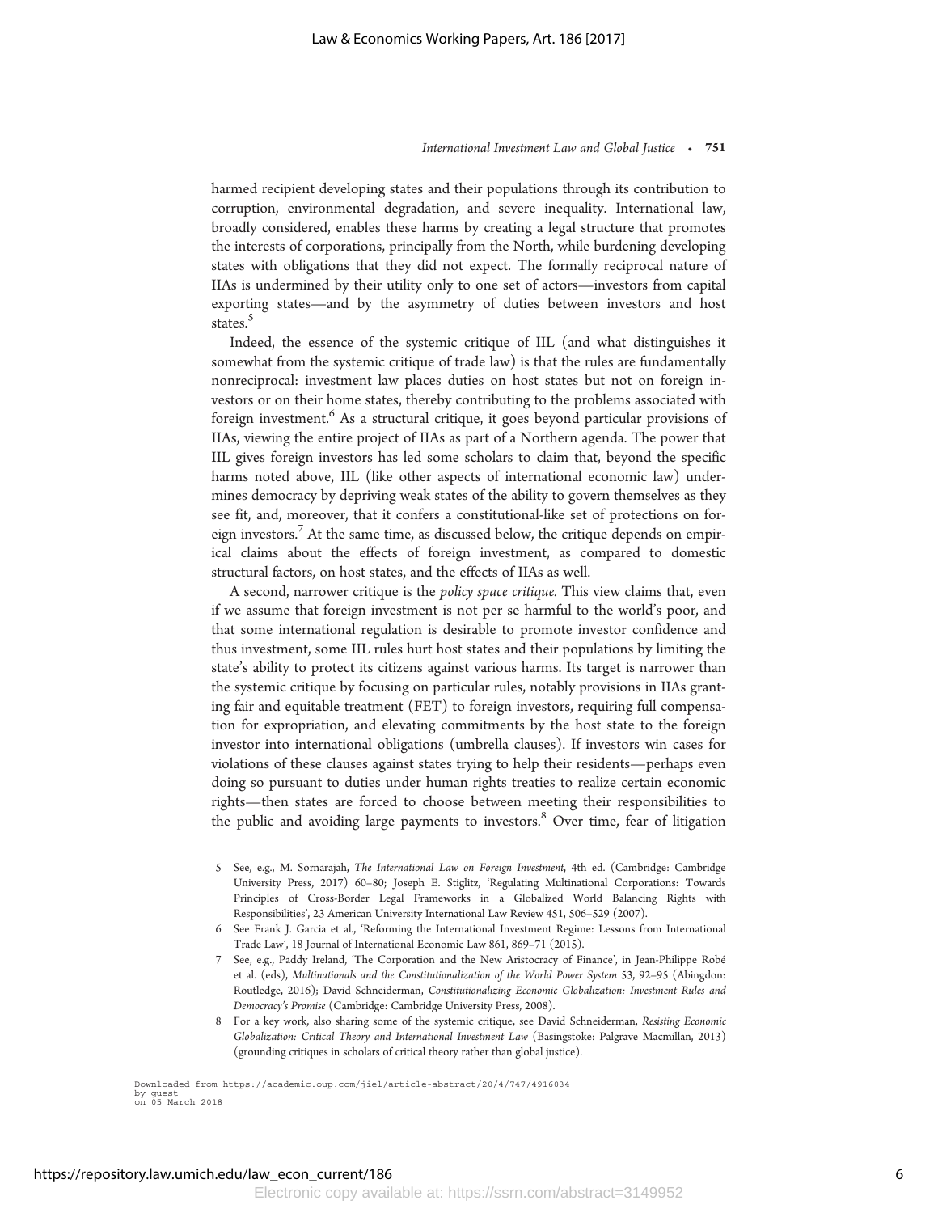harmed recipient developing states and their populations through its contribution to corruption, environmental degradation, and severe inequality. International law, broadly considered, enables these harms by creating a legal structure that promotes the interests of corporations, principally from the North, while burdening developing states with obligations that they did not expect. The formally reciprocal nature of IIAs is undermined by their utility only to one set of actors—investors from capital exporting states—and by the asymmetry of duties between investors and host states.[5]

Indeed, the essence of the systemic critique of IIL (and what distinguishes it somewhat from the systemic critique of trade law) is that the rules are fundamentally nonreciprocal: investment law places duties on host states but not on foreign investors or on their home states, thereby contributing to the problems associated with foreign investment.[6] As a structural critique, it goes beyond particular provisions of IIAs, viewing the entire project of IIAs as part of a Northern agenda. The power that IIL gives foreign investors has led some scholars to claim that, beyond the specific harms noted above, IIL (like other aspects of international economic law) undermines democracy by depriving weak states of the ability to govern themselves as they see fit, and, moreover, that it confers a constitutional-like set of protections on foreign investors.[7] At the same time, as discussed below, the critique depends on empirical claims about the effects of foreign investment, as compared to domestic structural factors, on host states, and the effects of IIAs as well.

A second, narrower critique is the *policy space critique.* This view claims that, even if we assume that foreign investment is not per se harmful to the world's poor, and that some international regulation is desirable to promote investor confidence and thus investment, some IIL rules hurt host states and their populations by limiting the state's ability to protect its citizens against various harms. Its target is narrower than the systemic critique by focusing on particular rules, notably provisions in IIAs granting fair and equitable treatment (FET) to foreign investors, requiring full compensation for expropriation, and elevating commitments by the host state to the foreign investor into international obligations (umbrella clauses). If investors win cases for violations of these clauses against states trying to help their residents—perhaps even doing so pursuant to duties under human rights treaties to realize certain economic rights—then states are forced to choose between meeting their responsibilities to the public and avoiding large payments to investors.[8] Over time, fear of litigation

5 See, e.g., M. Sornarajah, *The International Law on Foreign Investment*, 4th ed. (Cambridge: Cambridge University Press, 2017) 60–80; Joseph E. Stiglitz, 'Regulating Multinational Corporations: Towards Principles of Cross-Border Legal Frameworks in a Globalized World Balancing Rights with Responsibilities', 23 American University International Law Review 451, 506–529 (2007).

6 See Frank J. Garcia et al., 'Reforming the International Investment Regime: Lessons from International Trade Law', 18 Journal of International Economic Law 861, 869–71 (2015).

7 See, e.g., Paddy Ireland, 'The Corporation and the New Aristocracy of Finance', in Jean-Philippe Robé et al. (eds), *Multinationals and the Constitutionalization of the World Power System* 53, 92–95 (Abingdon: Routledge, 2016); David Schneiderman, *Constitutionalizing Economic Globalization: Investment Rules and Democracy's Promise* (Cambridge: Cambridge University Press, 2008).

8 For a key work, also sharing some of the systemic critique, see David Schneiderman, *Resisting Economic Globalization: Critical Theory and International Investment Law* (Basingstoke: Palgrave Macmillan, 2013) (grounding critiques in scholars of critical theory rather than global justice).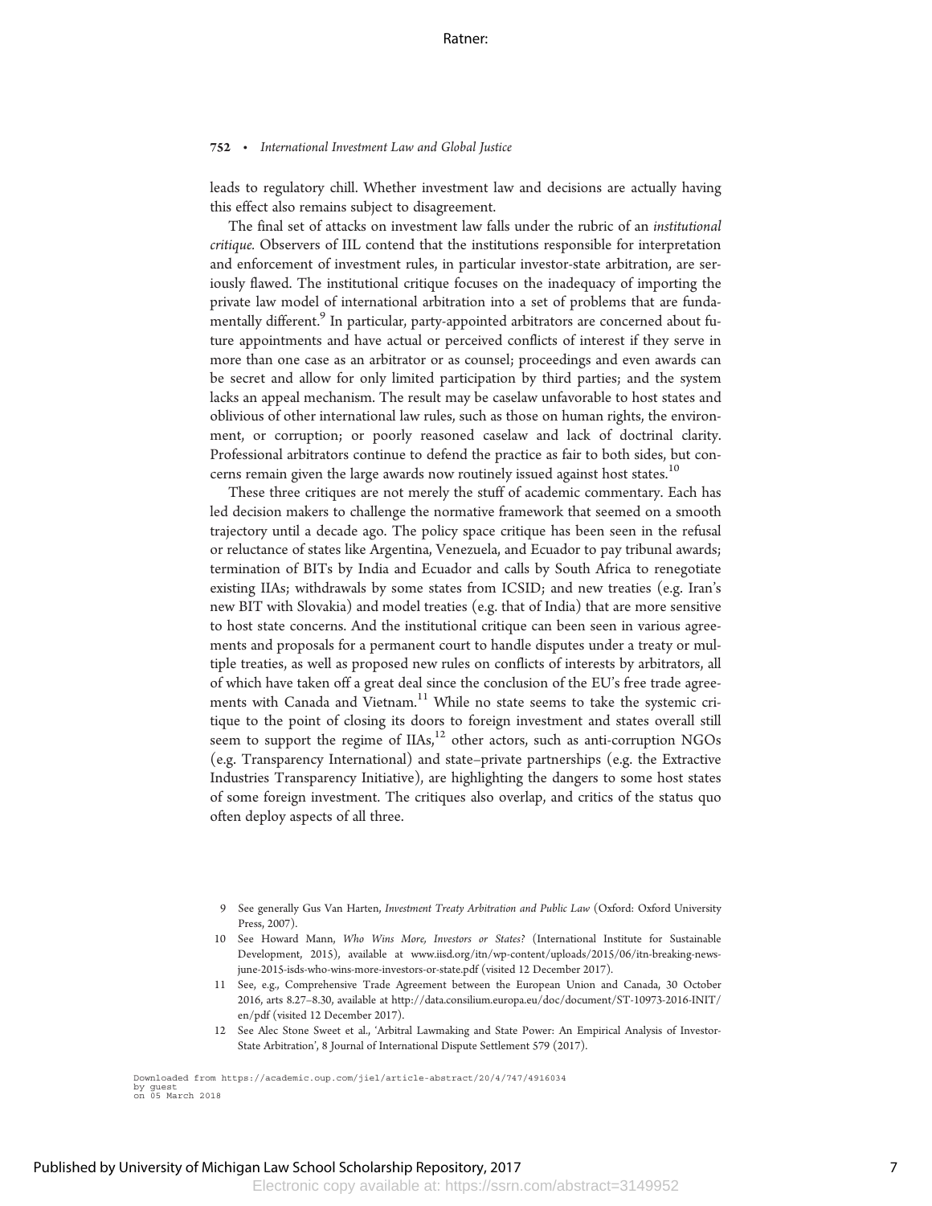leads to regulatory chill. Whether investment law and decisions are actually having this effect also remains subject to disagreement.

The final set of attacks on investment law falls under the rubric of an *institutional critique*. Observers of IIL contend that the institutions responsible for interpretation and enforcement of investment rules, in particular investor-state arbitration, are seriously flawed. The institutional critique focuses on the inadequacy of importing the private law model of international arbitration into a set of problems that are fundamentally different.[9] In particular, party-appointed arbitrators are concerned about future appointments and have actual or perceived conflicts of interest if they serve in more than one case as an arbitrator or as counsel; proceedings and even awards can be secret and allow for only limited participation by third parties; and the system lacks an appeal mechanism. The result may be caselaw unfavorable to host states and oblivious of other international law rules, such as those on human rights, the environment, or corruption; or poorly reasoned caselaw and lack of doctrinal clarity. Professional arbitrators continue to defend the practice as fair to both sides, but concerns remain given the large awards now routinely issued against host states.[10]

These three critiques are not merely the stuff of academic commentary. Each has led decision makers to challenge the normative framework that seemed on a smooth trajectory until a decade ago. The policy space critique has been seen in the refusal or reluctance of states like Argentina, Venezuela, and Ecuador to pay tribunal awards; termination of BITs by India and Ecuador and calls by South Africa to renegotiate existing IIAs; withdrawals by some states from ICSID; and new treaties (e.g. Iran's new BIT with Slovakia) and model treaties (e.g. that of India) that are more sensitive to host state concerns. And the institutional critique can been seen in various agreements and proposals for a permanent court to handle disputes under a treaty or multiple treaties, as well as proposed new rules on conflicts of interests by arbitrators, all of which have taken off a great deal since the conclusion of the EU's free trade agreements with Canada and Vietnam.[11] While no state seems to take the systemic critique to the point of closing its doors to foreign investment and states overall still seem to support the regime of IIAs,[12] other actors, such as anti-corruption NGOs (e.g. Transparency International) and state–private partnerships (e.g. the Extractive Industries Transparency Initiative), are highlighting the dangers to some host states of some foreign investment. The critiques also overlap, and critics of the status quo often deploy aspects of all three.

9 See generally Gus Van Harten, *Investment Treaty Arbitration and Public Law* (Oxford: Oxford University Press, 2007).

10 See Howard Mann, *Who Wins More, Investors or States?* (International Institute for Sustainable Development, 2015), available at www.iisd.org/itn/wp-content/uploads/2015/06/itn-breaking-news-june-2015-isds-who-wins-more-investors-or-state.pdf (visited 12 December 2017).

11 See, e.g., Comprehensive Trade Agreement between the European Union and Canada, 30 October 2016, arts 8.27–8.30, available at http://data.consilium.europa.eu/doc/document/ST-10973-2016-INIT/en/pdf (visited 12 December 2017).

12 See Alec Stone Sweet et al., 'Arbitral Lawmaking and State Power: An Empirical Analysis of Investor-State Arbitration', 8 Journal of International Dispute Settlement 579 (2017).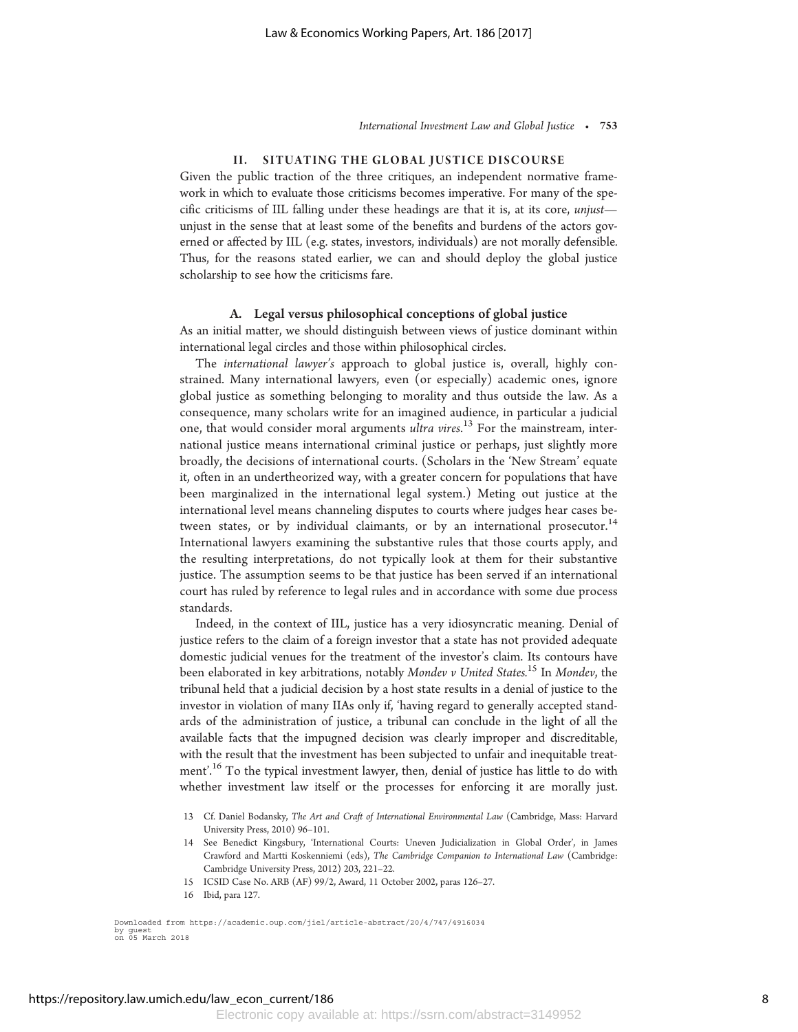## II. SITUATING THE GLOBAL JUSTICE DISCOURSE

Given the public traction of the three critiques, an independent normative framework in which to evaluate those criticisms becomes imperative. For many of the specific criticisms of IIL falling under these headings are that it is, at its core, *unjust*—unjust in the sense that at least some of the benefits and burdens of the actors governed or affected by IIL (e.g. states, investors, individuals) are not morally defensible. Thus, for the reasons stated earlier, we can and should deploy the global justice scholarship to see how the criticisms fare.

### A. Legal versus philosophical conceptions of global justice

As an initial matter, we should distinguish between views of justice dominant within international legal circles and those within philosophical circles.

The *international lawyer's* approach to global justice is, overall, highly constrained. Many international lawyers, even (or especially) academic ones, ignore global justice as something belonging to morality and thus outside the law. As a consequence, many scholars write for an imagined audience, in particular a judicial one, that would consider moral arguments *ultra vires*.[13] For the mainstream, international justice means international criminal justice or perhaps, just slightly more broadly, the decisions of international courts. (Scholars in the 'New Stream' equate it, often in an undertheorized way, with a greater concern for populations that have been marginalized in the international legal system.) Meting out justice at the international level means channeling disputes to courts where judges hear cases between states, or by individual claimants, or by an international prosecutor.[14] International lawyers examining the substantive rules that those courts apply, and the resulting interpretations, do not typically look at them for their substantive justice. The assumption seems to be that justice has been served if an international court has ruled by reference to legal rules and in accordance with some due process standards.

Indeed, in the context of IIL, justice has a very idiosyncratic meaning. Denial of justice refers to the claim of a foreign investor that a state has not provided adequate domestic judicial venues for the treatment of the investor's claim. Its contours have been elaborated in key arbitrations, notably *Mondev v United States.*[15] In *Mondev*, the tribunal held that a judicial decision by a host state results in a denial of justice to the investor in violation of many IIAs only if, 'having regard to generally accepted standards of the administration of justice, a tribunal can conclude in the light of all the available facts that the impugned decision was clearly improper and discreditable, with the result that the investment has been subjected to unfair and inequitable treatment'.[16] To the typical investment lawyer, then, denial of justice has little to do with whether investment law itself or the processes for enforcing it are morally just.

13 Cf. Daniel Bodansky, *The Art and Craft of International Environmental Law* (Cambridge, Mass: Harvard University Press, 2010) 96–101.

14 See Benedict Kingsbury, 'International Courts: Uneven Judicialization in Global Order', in James Crawford and Martti Koskenniemi (eds), *The Cambridge Companion to International Law* (Cambridge: Cambridge University Press, 2012) 203, 221–22.

15 ICSID Case No. ARB (AF) 99/2, Award, 11 October 2002, paras 126–27.

16 Ibid, para 127.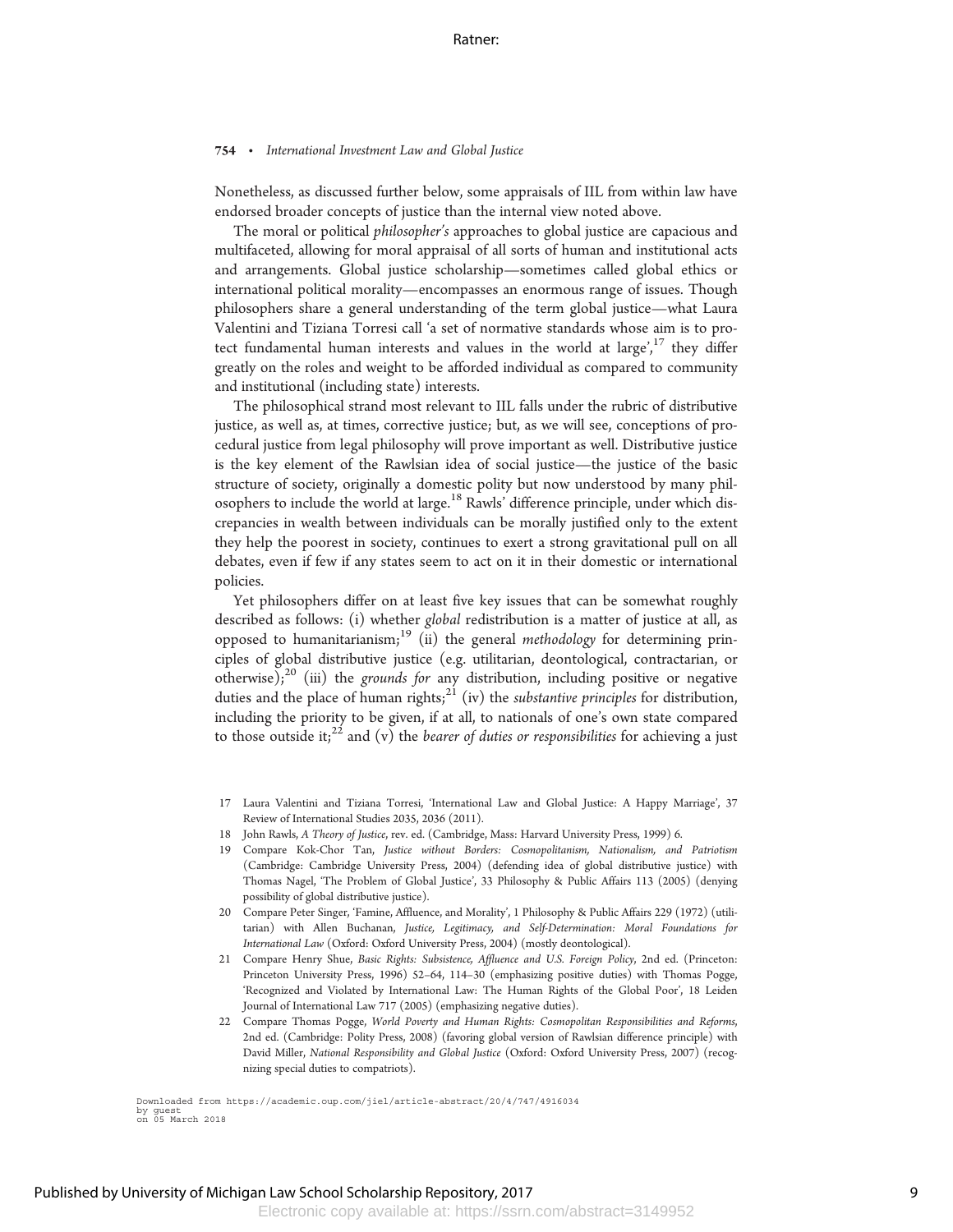Nonetheless, as discussed further below, some appraisals of IIL from within law have endorsed broader concepts of justice than the internal view noted above.

The moral or political *philosopher's* approaches to global justice are capacious and multifaceted, allowing for moral appraisal of all sorts of human and institutional acts and arrangements. Global justice scholarship—sometimes called global ethics or international political morality—encompasses an enormous range of issues. Though philosophers share a general understanding of the term global justice—what Laura Valentini and Tiziana Torresi call 'a set of normative standards whose aim is to protect fundamental human interests and values in the world at large',[17] they differ greatly on the roles and weight to be afforded individual as compared to community and institutional (including state) interests.

The philosophical strand most relevant to IIL falls under the rubric of distributive justice, as well as, at times, corrective justice; but, as we will see, conceptions of procedural justice from legal philosophy will prove important as well. Distributive justice is the key element of the Rawlsian idea of social justice—the justice of the basic structure of society, originally a domestic polity but now understood by many philosophers to include the world at large.[18] Rawls' difference principle, under which discrepancies in wealth between individuals can be morally justified only to the extent they help the poorest in society, continues to exert a strong gravitational pull on all debates, even if few if any states seem to act on it in their domestic or international policies.

Yet philosophers differ on at least five key issues that can be somewhat roughly described as follows: (i) whether *global* redistribution is a matter of justice at all, as opposed to humanitarianism;[19] (ii) the general *methodology* for determining principles of global distributive justice (e.g. utilitarian, deontological, contractarian, or otherwise);[20] (iii) the *grounds for* any distribution, including positive or negative duties and the place of human rights;[21] (iv) the *substantive principles* for distribution, including the priority to be given, if at all, to nationals of one's own state compared to those outside it;[22] and (v) the *bearer of duties or responsibilities* for achieving a just

17 Laura Valentini and Tiziana Torresi, 'International Law and Global Justice: A Happy Marriage', 37 Review of International Studies 2035, 2036 (2011).

18 John Rawls, *A Theory of Justice*, rev. ed. (Cambridge, Mass: Harvard University Press, 1999) 6.

19 Compare Kok-Chor Tan, *Justice without Borders: Cosmopolitanism, Nationalism, and Patriotism* (Cambridge: Cambridge University Press, 2004) (defending idea of global distributive justice) with Thomas Nagel, 'The Problem of Global Justice', 33 Philosophy & Public Affairs 113 (2005) (denying possibility of global distributive justice).

20 Compare Peter Singer, 'Famine, Affluence, and Morality', 1 Philosophy & Public Affairs 229 (1972) (utilitarian) with Allen Buchanan, *Justice, Legitimacy, and Self-Determination: Moral Foundations for International Law* (Oxford: Oxford University Press, 2004) (mostly deontological).

21 Compare Henry Shue, *Basic Rights: Subsistence, Affluence and U.S. Foreign Policy*, 2nd ed. (Princeton: Princeton University Press, 1996) 52–64, 114–30 (emphasizing positive duties) with Thomas Pogge, 'Recognized and Violated by International Law: The Human Rights of the Global Poor', 18 Leiden Journal of International Law 717 (2005) (emphasizing negative duties).

22 Compare Thomas Pogge, *World Poverty and Human Rights: Cosmopolitan Responsibilities and Reforms*, 2nd ed. (Cambridge: Polity Press, 2008) (favoring global version of Rawlsian difference principle) with David Miller, *National Responsibility and Global Justice* (Oxford: Oxford University Press, 2007) (recognizing special duties to compatriots).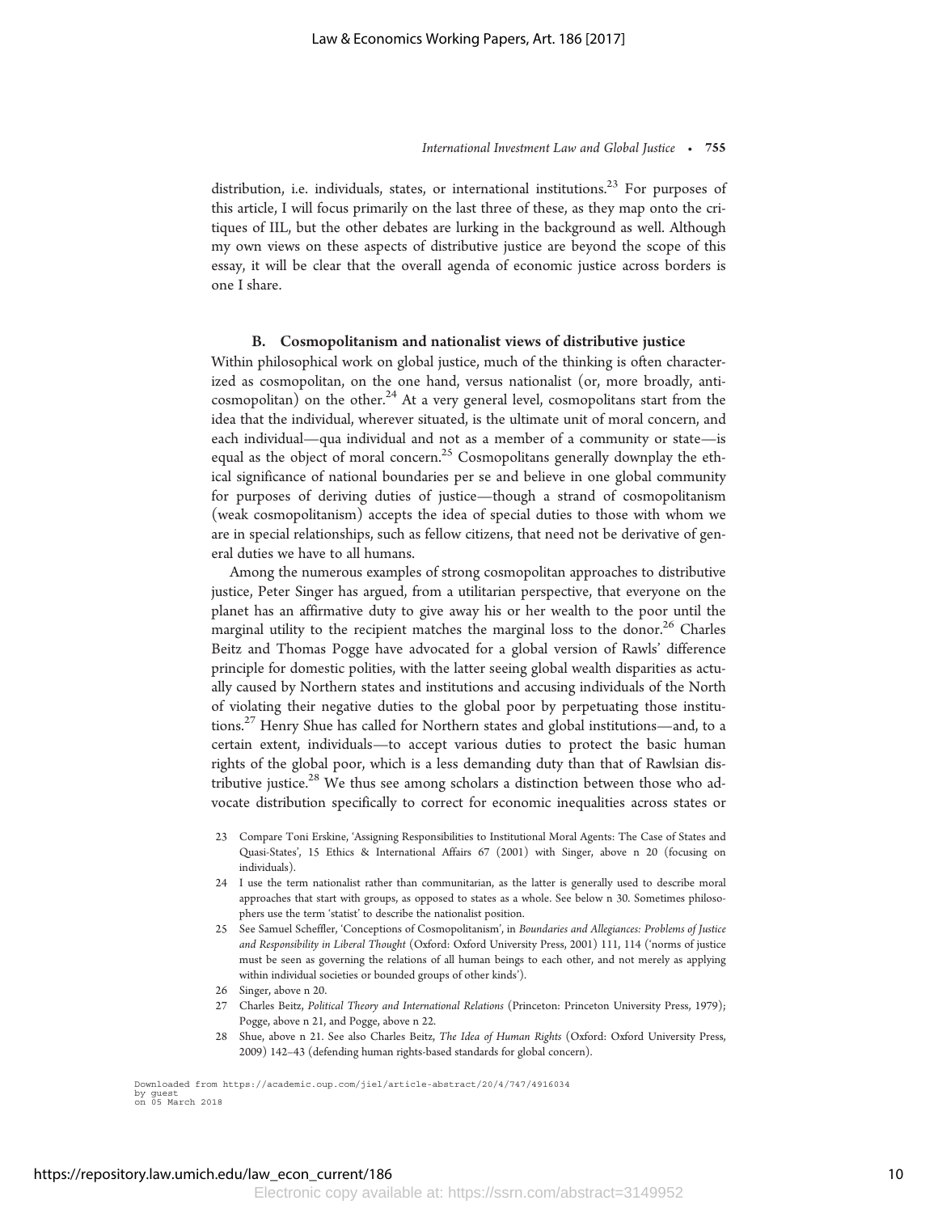distribution, i.e. individuals, states, or international institutions.[23] For purposes of this article, I will focus primarily on the last three of these, as they map onto the critiques of IIL, but the other debates are lurking in the background as well. Although my own views on these aspects of distributive justice are beyond the scope of this essay, it will be clear that the overall agenda of economic justice across borders is one I share.

### B. Cosmopolitanism and nationalist views of distributive justice

Within philosophical work on global justice, much of the thinking is often characterized as cosmopolitan, on the one hand, versus nationalist (or, more broadly, anti-cosmopolitan) on the other.[24] At a very general level, cosmopolitans start from the idea that the individual, wherever situated, is the ultimate unit of moral concern, and each individual—qua individual and not as a member of a community or state—is equal as the object of moral concern.[25] Cosmopolitans generally downplay the ethical significance of national boundaries per se and believe in one global community for purposes of deriving duties of justice—though a strand of cosmopolitanism (weak cosmopolitanism) accepts the idea of special duties to those with whom we are in special relationships, such as fellow citizens, that need not be derivative of general duties we have to all humans.

Among the numerous examples of strong cosmopolitan approaches to distributive justice, Peter Singer has argued, from a utilitarian perspective, that everyone on the planet has an affirmative duty to give away his or her wealth to the poor until the marginal utility to the recipient matches the marginal loss to the donor.[26] Charles Beitz and Thomas Pogge have advocated for a global version of Rawls' difference principle for domestic polities, with the latter seeing global wealth disparities as actually caused by Northern states and institutions and accusing individuals of the North of violating their negative duties to the global poor by perpetuating those institutions.[27] Henry Shue has called for Northern states and global institutions—and, to a certain extent, individuals—to accept various duties to protect the basic human rights of the global poor, which is a less demanding duty than that of Rawlsian distributive justice.[28] We thus see among scholars a distinction between those who advocate distribution specifically to correct for economic inequalities across states or

23 Compare Toni Erskine, 'Assigning Responsibilities to Institutional Moral Agents: The Case of States and Quasi-States', 15 Ethics & International Affairs 67 (2001) with Singer, above n 20 (focusing on individuals).

24 I use the term nationalist rather than communitarian, as the latter is generally used to describe moral approaches that start with groups, as opposed to states as a whole. See below n 30. Sometimes philosophers use the term 'statist' to describe the nationalist position.

25 See Samuel Scheffler, 'Conceptions of Cosmopolitanism', in *Boundaries and Allegiances: Problems of Justice and Responsibility in Liberal Thought* (Oxford: Oxford University Press, 2001) 111, 114 ('norms of justice must be seen as governing the relations of all human beings to each other, and not merely as applying within individual societies or bounded groups of other kinds').

26 Singer, above n 20.

27 Charles Beitz, *Political Theory and International Relations* (Princeton: Princeton University Press, 1979); Pogge, above n 21, and Pogge, above n 22.

28 Shue, above n 21. See also Charles Beitz, *The Idea of Human Rights* (Oxford: Oxford University Press, 2009) 142–43 (defending human rights-based standards for global concern).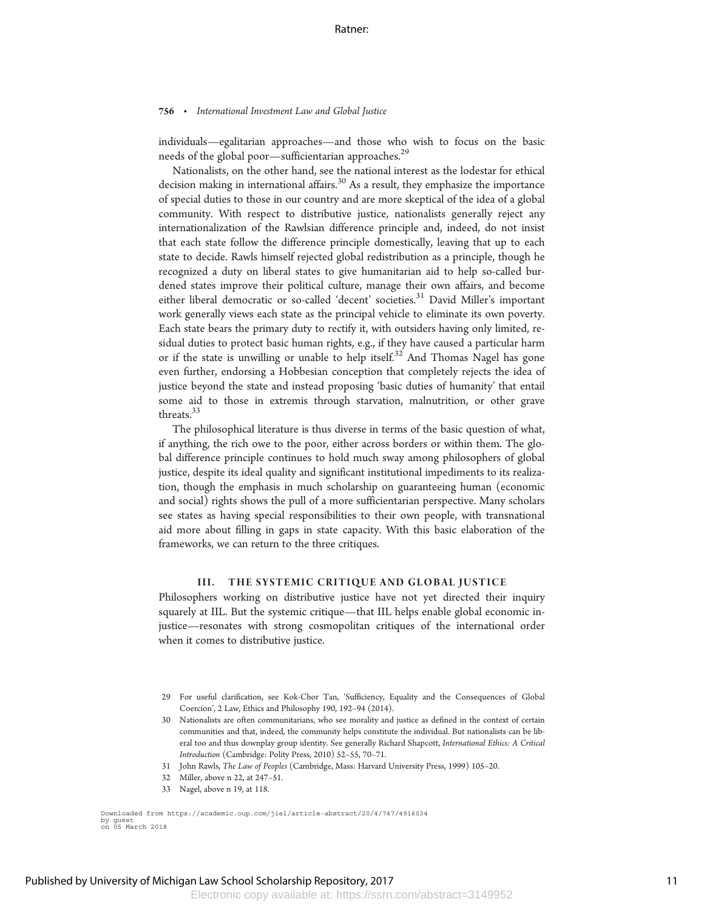individuals—egalitarian approaches—and those who wish to focus on the basic needs of the global poor—sufficientarian approaches.[29]

Nationalists, on the other hand, see the national interest as the lodestar for ethical decision making in international affairs.[30] As a result, they emphasize the importance of special duties to those in our country and are more skeptical of the idea of a global community. With respect to distributive justice, nationalists generally reject any internationalization of the Rawlsian difference principle and, indeed, do not insist that each state follow the difference principle domestically, leaving that up to each state to decide. Rawls himself rejected global redistribution as a principle, though he recognized a duty on liberal states to give humanitarian aid to help so-called burdened states improve their political culture, manage their own affairs, and become either liberal democratic or so-called 'decent' societies.[31] David Miller's important work generally views each state as the principal vehicle to eliminate its own poverty. Each state bears the primary duty to rectify it, with outsiders having only limited, residual duties to protect basic human rights, e.g., if they have caused a particular harm or if the state is unwilling or unable to help itself.[32] And Thomas Nagel has gone even further, endorsing a Hobbesian conception that completely rejects the idea of justice beyond the state and instead proposing 'basic duties of humanity' that entail some aid to those in extremis through starvation, malnutrition, or other grave threats.[33]

The philosophical literature is thus diverse in terms of the basic question of what, if anything, the rich owe to the poor, either across borders or within them. The global difference principle continues to hold much sway among philosophers of global justice, despite its ideal quality and significant institutional impediments to its realization, though the emphasis in much scholarship on guaranteeing human (economic and social) rights shows the pull of a more sufficientarian perspective. Many scholars see states as having special responsibilities to their own people, with transnational aid more about filling in gaps in state capacity. With this basic elaboration of the frameworks, we can return to the three critiques.

## III. THE SYSTEMIC CRITIQUE AND GLOBAL JUSTICE

Philosophers working on distributive justice have not yet directed their inquiry squarely at IIL. But the systemic critique—that IIL helps enable global economic injustice—resonates with strong cosmopolitan critiques of the international order when it comes to distributive justice.

29 For useful clarification, see Kok-Chor Tan, 'Sufficiency, Equality and the Consequences of Global Coercion', 2 Law, Ethics and Philosophy 190, 192–94 (2014).

30 Nationalists are often communitarians, who see morality and justice as defined in the context of certain communities and that, indeed, the community helps constitute the individual. But nationalists can be liberal too and thus downplay group identity. See generally Richard Shapcott, *International Ethics: A Critical Introduction* (Cambridge: Polity Press, 2010) 52–55, 70–71.

31 John Rawls, *The Law of Peoples* (Cambridge, Mass: Harvard University Press, 1999) 105–20.

32 Miller, above n 22, at 247–51.

33 Nagel, above n 19, at 118.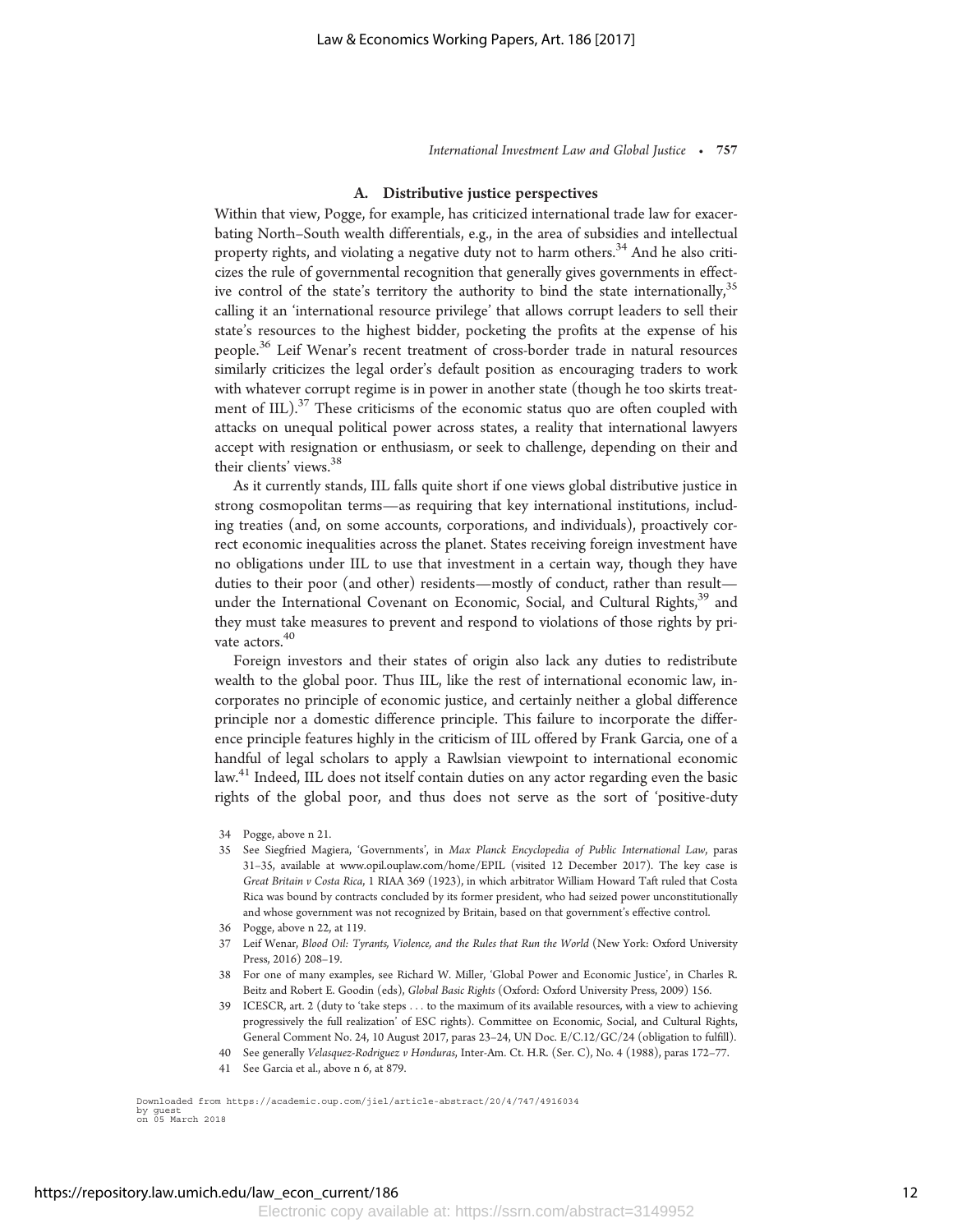### A. Distributive justice perspectives

Within that view, Pogge, for example, has criticized international trade law for exacerbating North–South wealth differentials, e.g., in the area of subsidies and intellectual property rights, and violating a negative duty not to harm others.[34] And he also criticizes the rule of governmental recognition that generally gives governments in effective control of the state's territory the authority to bind the state internationally,[35] calling it an 'international resource privilege' that allows corrupt leaders to sell their state's resources to the highest bidder, pocketing the profits at the expense of his people.[36] Leif Wenar's recent treatment of cross-border trade in natural resources similarly criticizes the legal order's default position as encouraging traders to work with whatever corrupt regime is in power in another state (though he too skirts treatment of IIL).[37] These criticisms of the economic status quo are often coupled with attacks on unequal political power across states, a reality that international lawyers accept with resignation or enthusiasm, or seek to challenge, depending on their and their clients' views.[38]

As it currently stands, IIL falls quite short if one views global distributive justice in strong cosmopolitan terms—as requiring that key international institutions, including treaties (and, on some accounts, corporations, and individuals), proactively correct economic inequalities across the planet. States receiving foreign investment have no obligations under IIL to use that investment in a certain way, though they have duties to their poor (and other) residents—mostly of conduct, rather than result—under the International Covenant on Economic, Social, and Cultural Rights,[39] and they must take measures to prevent and respond to violations of those rights by private actors.[40]

Foreign investors and their states of origin also lack any duties to redistribute wealth to the global poor. Thus IIL, like the rest of international economic law, incorporates no principle of economic justice, and certainly neither a global difference principle nor a domestic difference principle. This failure to incorporate the difference principle features highly in the criticism of IIL offered by Frank Garcia, one of a handful of legal scholars to apply a Rawlsian viewpoint to international economic law.[41] Indeed, IIL does not itself contain duties on any actor regarding even the basic rights of the global poor, and thus does not serve as the sort of 'positive-duty

34 Pogge, above n 21.

35 See Siegfried Magiera, 'Governments', in *Max Planck Encyclopedia of Public International Law*, paras 31–35, available at www.opil.ouplaw.com/home/EPIL (visited 12 December 2017). The key case is *Great Britain v Costa Rica*, 1 RIAA 369 (1923), in which arbitrator William Howard Taft ruled that Costa Rica was bound by contracts concluded by its former president, who had seized power unconstitutionally and whose government was not recognized by Britain, based on that government's effective control.

36 Pogge, above n 22, at 119.

37 Leif Wenar, *Blood Oil: Tyrants, Violence, and the Rules that Run the World* (New York: Oxford University Press, 2016) 208–19.

38 For one of many examples, see Richard W. Miller, 'Global Power and Economic Justice', in Charles R. Beitz and Robert E. Goodin (eds), *Global Basic Rights* (Oxford: Oxford University Press, 2009) 156.

39 ICESCR, art. 2 (duty to 'take steps . . . to the maximum of its available resources, with a view to achieving progressively the full realization' of ESC rights). Committee on Economic, Social, and Cultural Rights, General Comment No. 24, 10 August 2017, paras 23–24, UN Doc. E/C.12/GC/24 (obligation to fulfill).

40 See generally *Velasquez-Rodriguez v Honduras*, Inter-Am. Ct. H.R. (Ser. C), No. 4 (1988), paras 172–77.

41 See Garcia et al., above n 6, at 879.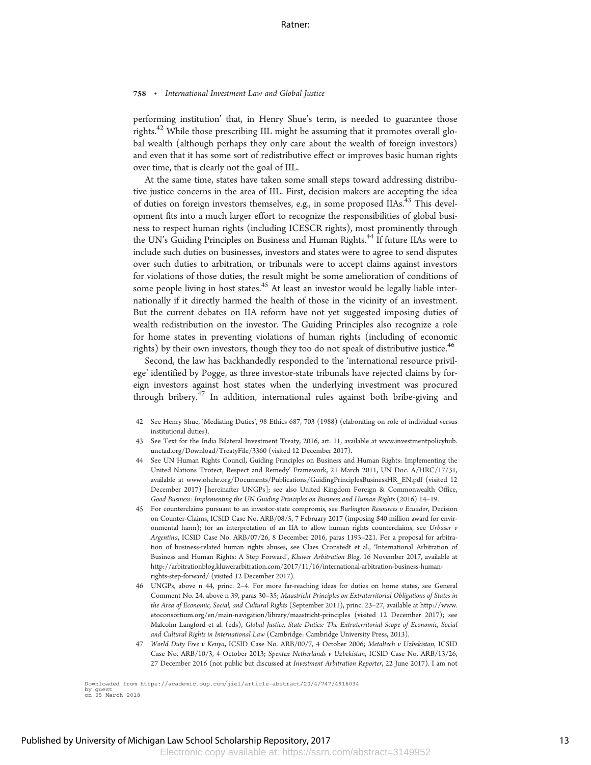performing institution' that, in Henry Shue's term, is needed to guarantee those rights.[42] While those prescribing IIL might be assuming that it promotes overall global wealth (although perhaps they only care about the wealth of foreign investors) and even that it has some sort of redistributive effect or improves basic human rights over time, that is clearly not the goal of IIL.

At the same time, states have taken some small steps toward addressing distributive justice concerns in the area of IIL. First, decision makers are accepting the idea of duties on foreign investors themselves, e.g., in some proposed IIAs.[43] This development fits into a much larger effort to recognize the responsibilities of global business to respect human rights (including ICESCR rights), most prominently through the UN's Guiding Principles on Business and Human Rights.[44] If future IIAs were to include such duties on businesses, investors and states were to agree to send disputes over such duties to arbitration, or tribunals were to accept claims against investors for violations of those duties, the result might be some amelioration of conditions of some people living in host states.[45] At least an investor would be legally liable internationally if it directly harmed the health of those in the vicinity of an investment. But the current debates on IIA reform have not yet suggested imposing duties of wealth redistribution on the investor. The Guiding Principles also recognize a role for home states in preventing violations of human rights (including of economic rights) by their own investors, though they too do not speak of distributive justice.[46]

Second, the law has backhandedly responded to the 'international resource privilege' identified by Pogge, as three investor-state tribunals have rejected claims by foreign investors against host states when the underlying investment was procured through bribery.[47] In addition, international rules against both bribe-giving and

42 See Henry Shue, 'Mediating Duties', 98 Ethics 687, 703 (1988) (elaborating on role of individual versus institutional duties).

43 See Text for the India Bilateral Investment Treaty, 2016, art. 11, available at www.investmentpolicyhub.unctad.org/Download/TreatyFile/3360 (visited 12 December 2017).

44 See UN Human Rights Council, Guiding Principles on Business and Human Rights: Implementing the United Nations 'Protect, Respect and Remedy' Framework, 21 March 2011, UN Doc. A/HRC/17/31, available at www.ohchr.org/Documents/Publications/GuidingPrinciplesBusinessHR_EN.pdf (visited 12 December 2017) [hereinafter UNGPs]; see also United Kingdom Foreign & Commonwealth Office, *Good Business: Implementing the UN Guiding Principles on Business and Human Rights* (2016) 14–19.

45 For counterclaims pursuant to an investor-state compromis, see *Burlington Resources v Ecuador*, Decision on Counter-Claims, ICSID Case No. ARB/08/5, 7 February 2017 (imposing $40 million award for environmental harm); for an interpretation of an IIA to allow human rights counterclaims, see *Urbaser v Argentina*, ICSID Case No. ARB/07/26, 8 December 2016, paras 1193–221. For a proposal for arbitration of business-related human rights abuses, see Claes Cronstedt et al., 'International Arbitration of Business and Human Rights: A Step Forward', *Kluwer Arbitration Blog*, 16 November 2017, available at http://arbitrationblog.kluwerarbitration.com/2017/11/16/international-arbitration-business-human-rights-step-forward/ (visited 12 December 2017).

46 UNGPs, above n 44, princ. 2–4. For more far-reaching ideas for duties on home states, see General Comment No. 24, above n 39, paras 30–35; *Maastricht Principles on Extraterritorial Obligations of States in the Area of Economic, Social, and Cultural Rights* (September 2011), princ. 23–27, available at http://www.etoconsortium.org/en/main-navigation/library/maastricht-principles (visited 12 December 2017); see Malcolm Langford et al. (eds), *Global Justice, State Duties: The Extraterritorial Scope of Economic, Social and Cultural Rights in International Law* (Cambridge: Cambridge University Press, 2013).

47 *World Duty Free v Kenya*, ICSID Case No. ARB/00/7, 4 October 2006; *Metaltech v Uzbekistan*, ICSID Case No. ARB/10/3, 4 October 2013; *Spentex Netherlands v Uzbekistan*, ICSID Case No. ARB/13/26, 27 December 2016 (not public but discussed at *Investment Arbitration Reporter*, 22 June 2017). I am not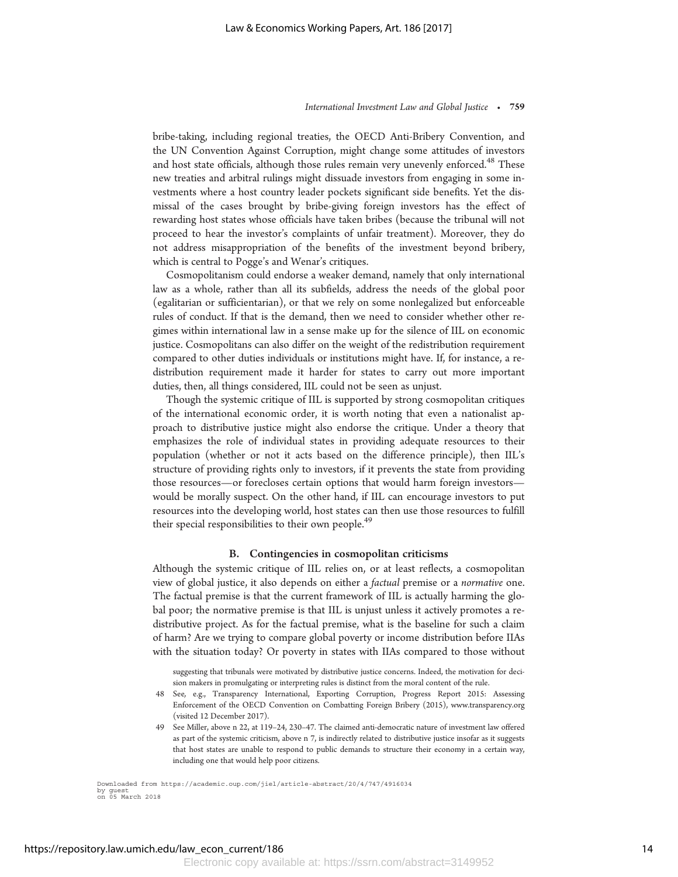bribe-taking, including regional treaties, the OECD Anti-Bribery Convention, and the UN Convention Against Corruption, might change some attitudes of investors and host state officials, although those rules remain very unevenly enforced.[48] These new treaties and arbitral rulings might dissuade investors from engaging in some investments where a host country leader pockets significant side benefits. Yet the dismissal of the cases brought by bribe-giving foreign investors has the effect of rewarding host states whose officials have taken bribes (because the tribunal will not proceed to hear the investor's complaints of unfair treatment). Moreover, they do not address misappropriation of the benefits of the investment beyond bribery, which is central to Pogge's and Wenar's critiques.

Cosmopolitanism could endorse a weaker demand, namely that only international law as a whole, rather than all its subfields, address the needs of the global poor (egalitarian or sufficientarian), or that we rely on some nonlegalized but enforceable rules of conduct. If that is the demand, then we need to consider whether other regimes within international law in a sense make up for the silence of IIL on economic justice. Cosmopolitans can also differ on the weight of the redistribution requirement compared to other duties individuals or institutions might have. If, for instance, a redistribution requirement made it harder for states to carry out more important duties, then, all things considered, IIL could not be seen as unjust.

Though the systemic critique of IIL is supported by strong cosmopolitan critiques of the international economic order, it is worth noting that even a nationalist approach to distributive justice might also endorse the critique. Under a theory that emphasizes the role of individual states in providing adequate resources to their population (whether or not it acts based on the difference principle), then IIL's structure of providing rights only to investors, if it prevents the state from providing those resources—or forecloses certain options that would harm foreign investors—would be morally suspect. On the other hand, if IIL can encourage investors to put resources into the developing world, host states can then use those resources to fulfill their special responsibilities to their own people.[49]

### B. Contingencies in cosmopolitan criticisms

Although the systemic critique of IIL relies on, or at least reflects, a cosmopolitan view of global justice, it also depends on either a *factual* premise or a *normative* one. The factual premise is that the current framework of IIL is actually harming the global poor; the normative premise is that IIL is unjust unless it actively promotes a redistributive project. As for the factual premise, what is the baseline for such a claim of harm? Are we trying to compare global poverty or income distribution before IIAs with the situation today? Or poverty in states with IIAs compared to those without

suggesting that tribunals were motivated by distributive justice concerns. Indeed, the motivation for decision makers in promulgating or interpreting rules is distinct from the moral content of the rule.

48 See, e.g., Transparency International, Exporting Corruption, Progress Report 2015: Assessing Enforcement of the OECD Convention on Combatting Foreign Bribery (2015), www.transparency.org (visited 12 December 2017).

49 See Miller, above n 22, at 119–24, 230–47. The claimed anti-democratic nature of investment law offered as part of the systemic criticism, above n 7, is indirectly related to distributive justice insofar as it suggests that host states are unable to respond to public demands to structure their economy in a certain way, including one that would help poor citizens.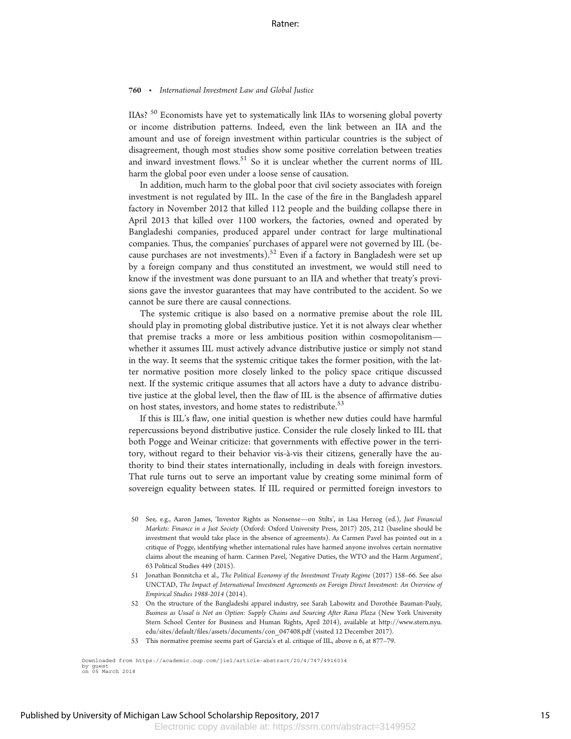IIAs? [50] Economists have yet to systematically link IIAs to worsening global poverty or income distribution patterns. Indeed, even the link between an IIA and the amount and use of foreign investment within particular countries is the subject of disagreement, though most studies show some positive correlation between treaties and inward investment flows.[51] So it is unclear whether the current norms of IIL harm the global poor even under a loose sense of causation.

In addition, much harm to the global poor that civil society associates with foreign investment is not regulated by IIL. In the case of the fire in the Bangladesh apparel factory in November 2012 that killed 112 people and the building collapse there in April 2013 that killed over 1100 workers, the factories, owned and operated by Bangladeshi companies, produced apparel under contract for large multinational companies. Thus, the companies' purchases of apparel were not governed by IIL (because purchases are not investments).[52] Even if a factory in Bangladesh were set up by a foreign company and thus constituted an investment, we would still need to know if the investment was done pursuant to an IIA and whether that treaty's provisions gave the investor guarantees that may have contributed to the accident. So we cannot be sure there are causal connections.

The systemic critique is also based on a normative premise about the role IIL should play in promoting global distributive justice. Yet it is not always clear whether that premise tracks a more or less ambitious position within cosmopolitanism—whether it assumes IIL must actively advance distributive justice or simply not stand in the way. It seems that the systemic critique takes the former position, with the latter normative position more closely linked to the policy space critique discussed next. If the systemic critique assumes that all actors have a duty to advance distributive justice at the global level, then the flaw of IIL is the absence of affirmative duties on host states, investors, and home states to redistribute.[53]

If this is IIL's flaw, one initial question is whether new duties could have harmful repercussions beyond distributive justice. Consider the rule closely linked to IIL that both Pogge and Weinar criticize: that governments with effective power in the territory, without regard to their behavior vis-à-vis their citizens, generally have the authority to bind their states internationally, including in deals with foreign investors. That rule turns out to serve an important value by creating some minimal form of sovereign equality between states. If IIL required or permitted foreign investors to

---

50 See, e.g., Aaron James, 'Investor Rights as Nonsense—on Stilts', in Lisa Herzog (ed.), *Just Financial Markets: Finance in a Just Society* (Oxford: Oxford University Press, 2017) 205, 212 (baseline should be investment that would take place in the absence of agreements). As Carmen Pavel has pointed out in a critique of Pogge, identifying whether international rules have harmed anyone involves certain normative claims about the meaning of harm. Carmen Pavel, 'Negative Duties, the WTO and the Harm Argument', 63 Political Studies 449 (2015).

51 Jonathan Bonnitcha et al., *The Political Economy of the Investment Treaty Regime* (2017) 158–66. See also UNCTAD, *The Impact of International Investment Agreements on Foreign Direct Investment: An Overview of Empirical Studies 1988-2014* (2014).

52 On the structure of the Bangladeshi apparel industry, see Sarah Labowitz and Dorothée Bauman-Pauly, *Business as Usual is Not an Option: Supply Chains and Sourcing After Rana Plaza* (New York University Stern School Center for Business and Human Rights, April 2014), available at http://www.stern.nyu.edu/sites/default/files/assets/documents/con_047408.pdf (visited 12 December 2017).

53 This normative premise seems part of Garcia's et al. critique of IIL, above n 6, at 877–79.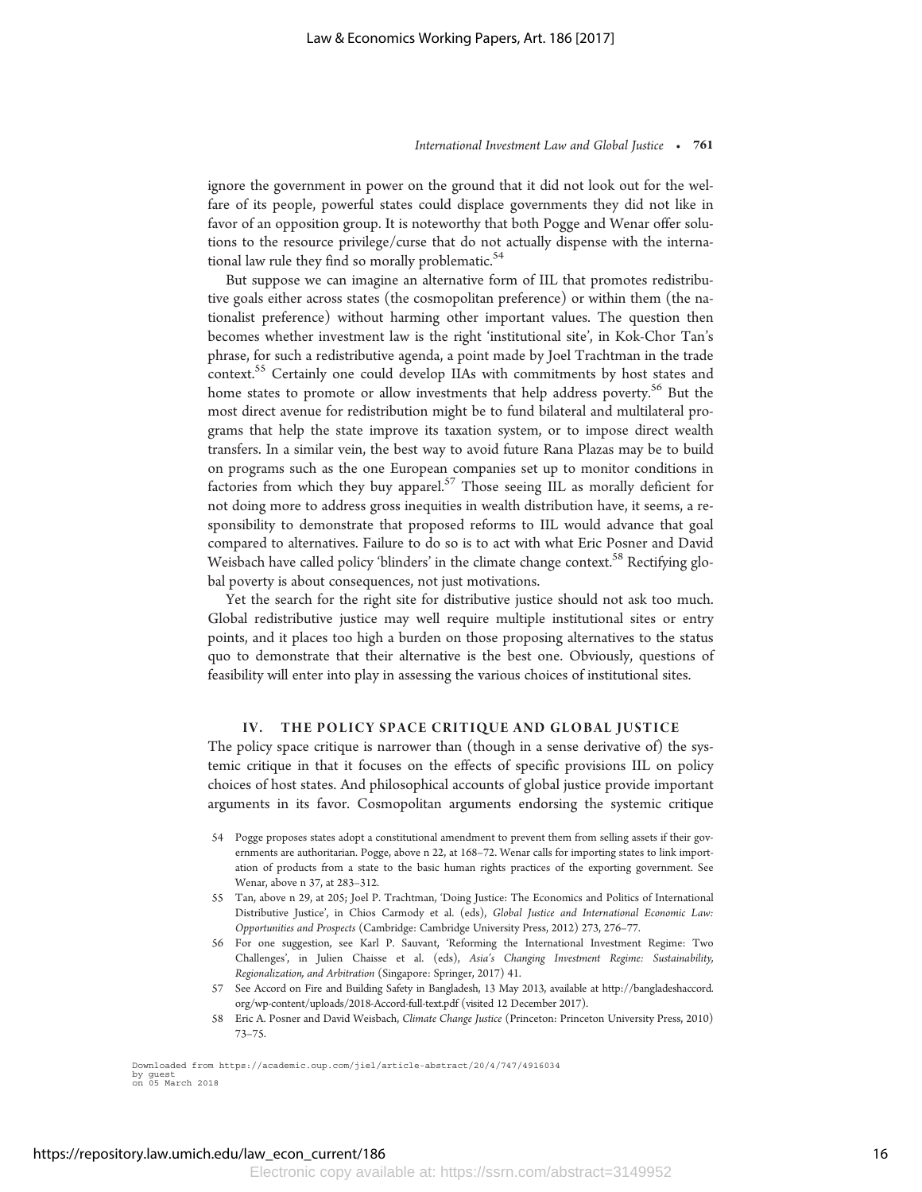ignore the government in power on the ground that it did not look out for the welfare of its people, powerful states could displace governments they did not like in favor of an opposition group. It is noteworthy that both Pogge and Wenar offer solutions to the resource privilege/curse that do not actually dispense with the international law rule they find so morally problematic.[54]

But suppose we can imagine an alternative form of IIL that promotes redistributive goals either across states (the cosmopolitan preference) or within them (the nationalist preference) without harming other important values. The question then becomes whether investment law is the right 'institutional site', in Kok-Chor Tan's phrase, for such a redistributive agenda, a point made by Joel Trachtman in the trade context.[55] Certainly one could develop IIAs with commitments by host states and home states to promote or allow investments that help address poverty.[56] But the most direct avenue for redistribution might be to fund bilateral and multilateral programs that help the state improve its taxation system, or to impose direct wealth transfers. In a similar vein, the best way to avoid future Rana Plazas may be to build on programs such as the one European companies set up to monitor conditions in factories from which they buy apparel.[57] Those seeing IIL as morally deficient for not doing more to address gross inequities in wealth distribution have, it seems, a responsibility to demonstrate that proposed reforms to IIL would advance that goal compared to alternatives. Failure to do so is to act with what Eric Posner and David Weisbach have called policy 'blinders' in the climate change context.[58] Rectifying global poverty is about consequences, not just motivations.

Yet the search for the right site for distributive justice should not ask too much. Global redistributive justice may well require multiple institutional sites or entry points, and it places too high a burden on those proposing alternatives to the status quo to demonstrate that their alternative is the best one. Obviously, questions of feasibility will enter into play in assessing the various choices of institutional sites.

## IV. THE POLICY SPACE CRITIQUE AND GLOBAL JUSTICE

The policy space critique is narrower than (though in a sense derivative of) the systemic critique in that it focuses on the effects of specific provisions IIL on policy choices of host states. And philosophical accounts of global justice provide important arguments in its favor. Cosmopolitan arguments endorsing the systemic critique

---

54 Pogge proposes states adopt a constitutional amendment to prevent them from selling assets if their governments are authoritarian. Pogge, above n 22, at 168–72. Wenar calls for importing states to link importation of products from a state to the basic human rights practices of the exporting government. See Wenar, above n 37, at 283–312.

55 Tan, above n 29, at 205; Joel P. Trachtman, 'Doing Justice: The Economics and Politics of International Distributive Justice', in Chios Carmody et al. (eds), *Global Justice and International Economic Law: Opportunities and Prospects* (Cambridge: Cambridge University Press, 2012) 273, 276–77.

56 For one suggestion, see Karl P. Sauvant, 'Reforming the International Investment Regime: Two Challenges', in Julien Chaisse et al. (eds), *Asia's Changing Investment Regime: Sustainability, Regionalization, and Arbitration* (Singapore: Springer, 2017) 41.

57 See Accord on Fire and Building Safety in Bangladesh, 13 May 2013, available at http://bangladeshaccord.org/wp-content/uploads/2018-Accord-full-text.pdf (visited 12 December 2017).

58 Eric A. Posner and David Weisbach, *Climate Change Justice* (Princeton: Princeton University Press, 2010) 73–75.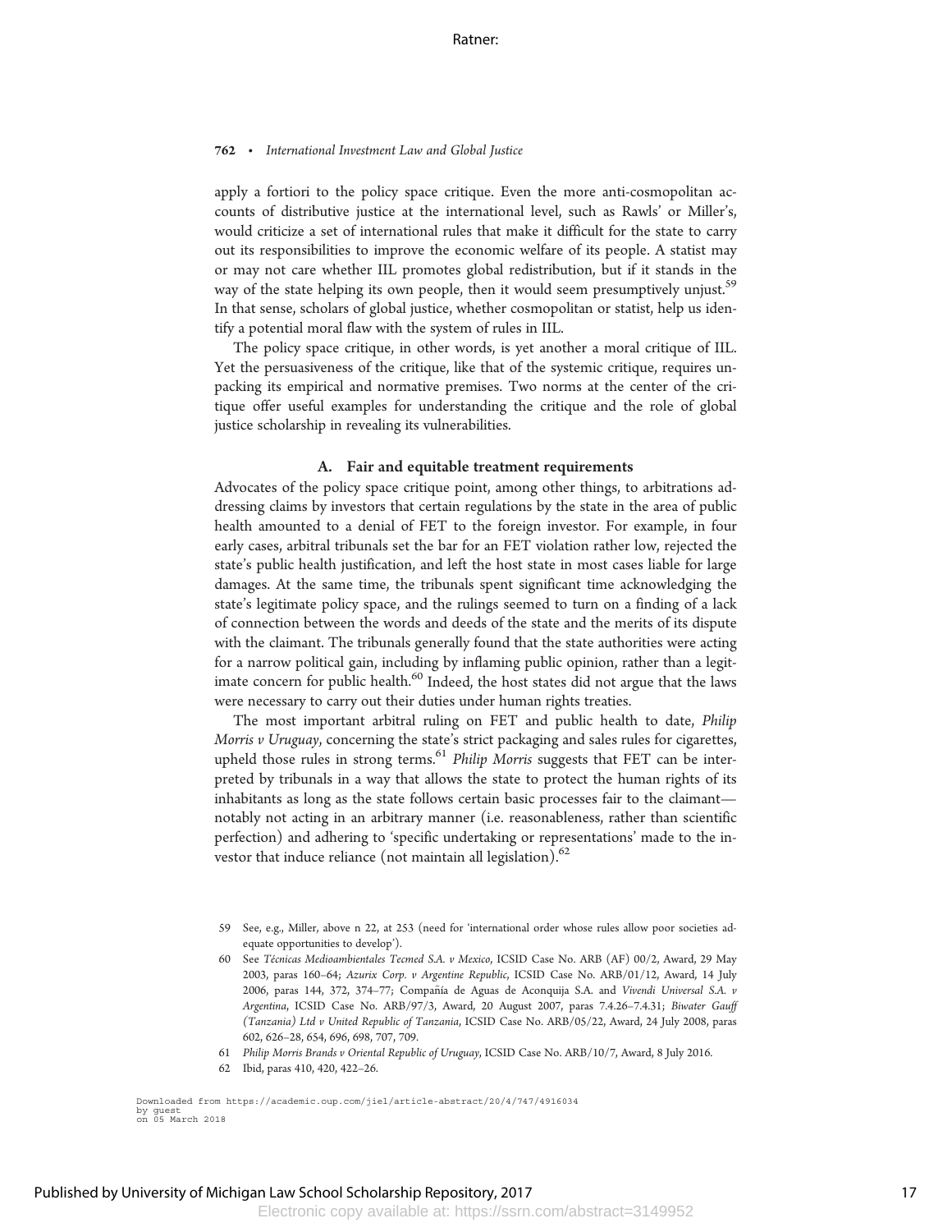apply a fortiori to the policy space critique. Even the more anti-cosmopolitan accounts of distributive justice at the international level, such as Rawls' or Miller's, would criticize a set of international rules that make it difficult for the state to carry out its responsibilities to improve the economic welfare of its people. A statist may or may not care whether IIL promotes global redistribution, but if it stands in the way of the state helping its own people, then it would seem presumptively unjust.[59] In that sense, scholars of global justice, whether cosmopolitan or statist, help us identify a potential moral flaw with the system of rules in IIL.

The policy space critique, in other words, is yet another a moral critique of IIL. Yet the persuasiveness of the critique, like that of the systemic critique, requires unpacking its empirical and normative premises. Two norms at the center of the critique offer useful examples for understanding the critique and the role of global justice scholarship in revealing its vulnerabilities.

### A. Fair and equitable treatment requirements

Advocates of the policy space critique point, among other things, to arbitrations addressing claims by investors that certain regulations by the state in the area of public health amounted to a denial of FET to the foreign investor. For example, in four early cases, arbitral tribunals set the bar for an FET violation rather low, rejected the state's public health justification, and left the host state in most cases liable for large damages. At the same time, the tribunals spent significant time acknowledging the state's legitimate policy space, and the rulings seemed to turn on a finding of a lack of connection between the words and deeds of the state and the merits of its dispute with the claimant. The tribunals generally found that the state authorities were acting for a narrow political gain, including by inflaming public opinion, rather than a legitimate concern for public health.[60] Indeed, the host states did not argue that the laws were necessary to carry out their duties under human rights treaties.

The most important arbitral ruling on FET and public health to date, *Philip Morris v Uruguay*, concerning the state's strict packaging and sales rules for cigarettes, upheld those rules in strong terms.[61] *Philip Morris* suggests that FET can be interpreted by tribunals in a way that allows the state to protect the human rights of its inhabitants as long as the state follows certain basic processes fair to the claimant—notably not acting in an arbitrary manner (i.e. reasonableness, rather than scientific perfection) and adhering to 'specific undertaking or representations' made to the investor that induce reliance (not maintain all legislation).[62]

59 See, e.g., Miller, above n 22, at 253 (need for 'international order whose rules allow poor societies adequate opportunities to develop').

60 See *Técnicas Medioambientales Tecmed S.A. v Mexico*, ICSID Case No. ARB (AF) 00/2, Award, 29 May 2003, paras 160–64; *Azurix Corp. v Argentine Republic*, ICSID Case No. ARB/01/12, Award, 14 July 2006, paras 144, 372, 374–77; Compañía de Aguas de Aconquija S.A. and *Vivendi Universal S.A. v Argentina*, ICSID Case No. ARB/97/3, Award, 20 August 2007, paras 7.4.26–7.4.31; *Biwater Gauff (Tanzania) Ltd v United Republic of Tanzania*, ICSID Case No. ARB/05/22, Award, 24 July 2008, paras 602, 626–28, 654, 696, 698, 707, 709.

61 *Philip Morris Brands v Oriental Republic of Uruguay*, ICSID Case No. ARB/10/7, Award, 8 July 2016.

62 Ibid, paras 410, 420, 422–26.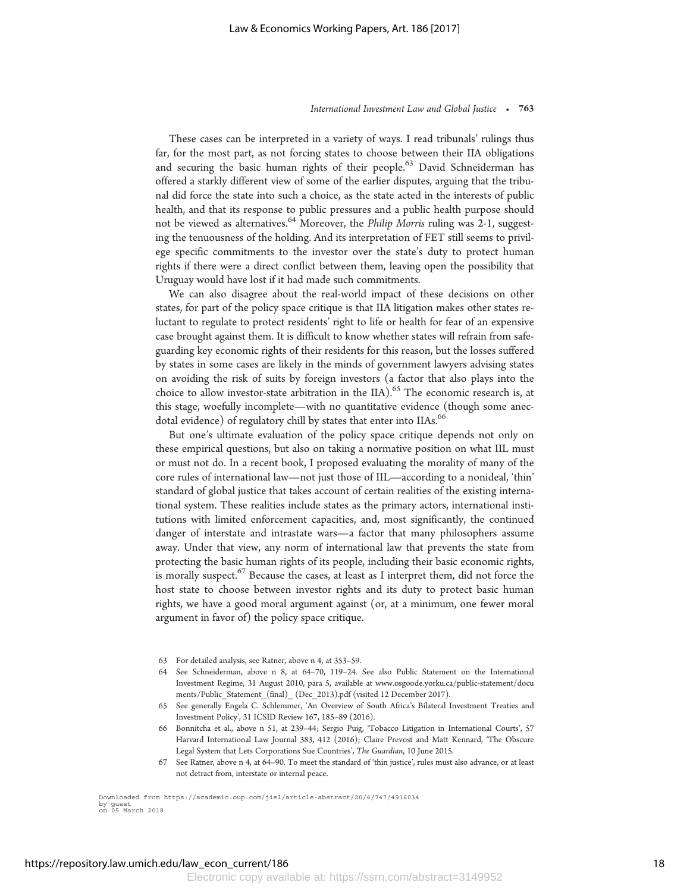These cases can be interpreted in a variety of ways. I read tribunals' rulings thus far, for the most part, as not forcing states to choose between their IIA obligations and securing the basic human rights of their people.[63] David Schneiderman has offered a starkly different view of some of the earlier disputes, arguing that the tribunal did force the state into such a choice, as the state acted in the interests of public health, and that its response to public pressures and a public health purpose should not be viewed as alternatives.[64] Moreover, the *Philip Morris* ruling was 2-1, suggesting the tenuousness of the holding. And its interpretation of FET still seems to privilege specific commitments to the investor over the state's duty to protect human rights if there were a direct conflict between them, leaving open the possibility that Uruguay would have lost if it had made such commitments.

We can also disagree about the real-world impact of these decisions on other states, for part of the policy space critique is that IIA litigation makes other states reluctant to regulate to protect residents' right to life or health for fear of an expensive case brought against them. It is difficult to know whether states will refrain from safeguarding key economic rights of their residents for this reason, but the losses suffered by states in some cases are likely in the minds of government lawyers advising states on avoiding the risk of suits by foreign investors (a factor that also plays into the choice to allow investor-state arbitration in the IIA).[65] The economic research is, at this stage, woefully incomplete—with no quantitative evidence (though some anecdotal evidence) of regulatory chill by states that enter into IIAs.[66]

But one's ultimate evaluation of the policy space critique depends not only on these empirical questions, but also on taking a normative position on what IIL must or must not do. In a recent book, I proposed evaluating the morality of many of the core rules of international law—not just those of IIL—according to a nonideal, 'thin' standard of global justice that takes account of certain realities of the existing international system. These realities include states as the primary actors, international institutions with limited enforcement capacities, and, most significantly, the continued danger of interstate and intrastate wars—a factor that many philosophers assume away. Under that view, any norm of international law that prevents the state from protecting the basic human rights of its people, including their basic economic rights, is morally suspect.[67] Because the cases, at least as I interpret them, did not force the host state to choose between investor rights and its duty to protect basic human rights, we have a good moral argument against (or, at a minimum, one fewer moral argument in favor of) the policy space critique.

63 For detailed analysis, see Ratner, above n 4, at 353–59.

64 See Schneiderman, above n 8, at 64–70, 119–24. See also Public Statement on the International Investment Regime, 31 August 2010, para 5, available at www.osgoode.yorku.ca/public-statement/documents/Public_Statement_(final)_ (Dec_2013).pdf (visited 12 December 2017).

65 See generally Engela C. Schlemmer, 'An Overview of South Africa's Bilateral Investment Treaties and Investment Policy', 31 ICSID Review 167, 185–89 (2016).

66 Bonnitcha et al., above n 51, at 239–44; Sergio Puig, 'Tobacco Litigation in International Courts', 57 Harvard International Law Journal 383, 412 (2016); Claire Prevost and Matt Kennard, 'The Obscure Legal System that Lets Corporations Sue Countries', *The Guardian*, 10 June 2015.

67 See Ratner, above n 4, at 64–90. To meet the standard of 'thin justice', rules must also advance, or at least not detract from, interstate or internal peace.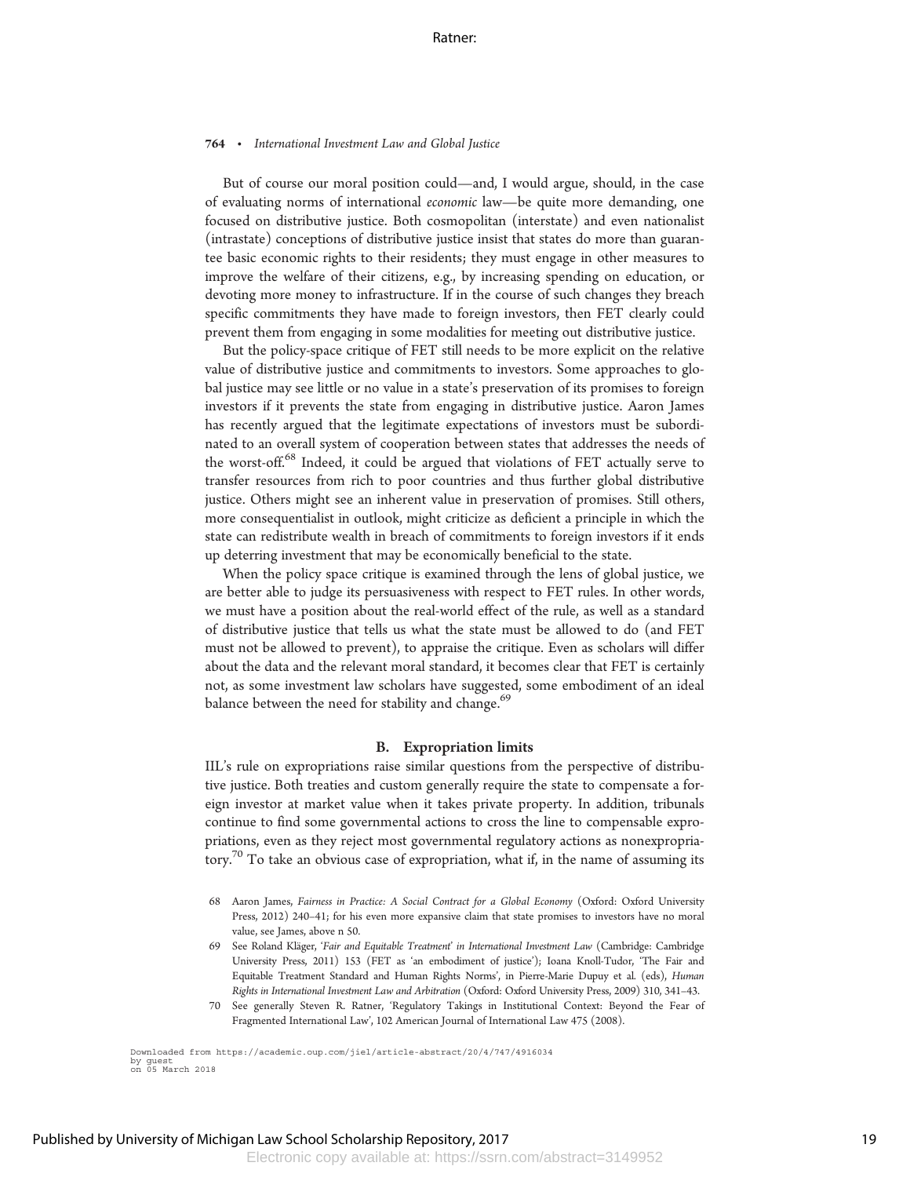But of course our moral position could—and, I would argue, should, in the case of evaluating norms of international *economic* law—be quite more demanding, one focused on distributive justice. Both cosmopolitan (interstate) and even nationalist (intrastate) conceptions of distributive justice insist that states do more than guarantee basic economic rights to their residents; they must engage in other measures to improve the welfare of their citizens, e.g., by increasing spending on education, or devoting more money to infrastructure. If in the course of such changes they breach specific commitments they have made to foreign investors, then FET clearly could prevent them from engaging in some modalities for meeting out distributive justice.

But the policy-space critique of FET still needs to be more explicit on the relative value of distributive justice and commitments to investors. Some approaches to global justice may see little or no value in a state's preservation of its promises to foreign investors if it prevents the state from engaging in distributive justice. Aaron James has recently argued that the legitimate expectations of investors must be subordinated to an overall system of cooperation between states that addresses the needs of the worst-off.[68] Indeed, it could be argued that violations of FET actually serve to transfer resources from rich to poor countries and thus further global distributive justice. Others might see an inherent value in preservation of promises. Still others, more consequentialist in outlook, might criticize as deficient a principle in which the state can redistribute wealth in breach of commitments to foreign investors if it ends up deterring investment that may be economically beneficial to the state.

When the policy space critique is examined through the lens of global justice, we are better able to judge its persuasiveness with respect to FET rules. In other words, we must have a position about the real-world effect of the rule, as well as a standard of distributive justice that tells us what the state must be allowed to do (and FET must not be allowed to prevent), to appraise the critique. Even as scholars will differ about the data and the relevant moral standard, it becomes clear that FET is certainly not, as some investment law scholars have suggested, some embodiment of an ideal balance between the need for stability and change.[69]

### B. Expropriation limits

IIL's rule on expropriations raise similar questions from the perspective of distributive justice. Both treaties and custom generally require the state to compensate a foreign investor at market value when it takes private property. In addition, tribunals continue to find some governmental actions to cross the line to compensable expropriations, even as they reject most governmental regulatory actions as nonexpropriatory.[70] To take an obvious case of expropriation, what if, in the name of assuming its

68 Aaron James, *Fairness in Practice: A Social Contract for a Global Economy* (Oxford: Oxford University Press, 2012) 240–41; for his even more expansive claim that state promises to investors have no moral value, see James, above n 50.

69 See Roland Kläger, *'Fair and Equitable Treatment' in International Investment Law* (Cambridge: Cambridge University Press, 2011) 153 (FET as 'an embodiment of justice'); Ioana Knoll-Tudor, 'The Fair and Equitable Treatment Standard and Human Rights Norms', in Pierre-Marie Dupuy et al. (eds), *Human Rights in International Investment Law and Arbitration* (Oxford: Oxford University Press, 2009) 310, 341–43.

70 See generally Steven R. Ratner, 'Regulatory Takings in Institutional Context: Beyond the Fear of Fragmented International Law', 102 American Journal of International Law 475 (2008).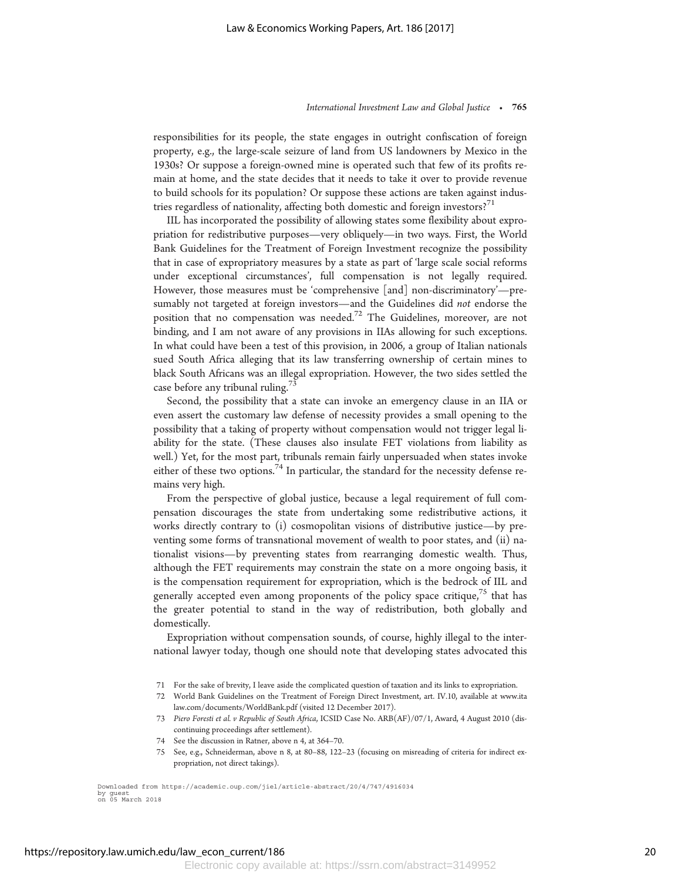responsibilities for its people, the state engages in outright confiscation of foreign property, e.g., the large-scale seizure of land from US landowners by Mexico in the 1930s? Or suppose a foreign-owned mine is operated such that few of its profits remain at home, and the state decides that it needs to take it over to provide revenue to build schools for its population? Or suppose these actions are taken against industries regardless of nationality, affecting both domestic and foreign investors?[71]

IIL has incorporated the possibility of allowing states some flexibility about expropriation for redistributive purposes—very obliquely—in two ways. First, the World Bank Guidelines for the Treatment of Foreign Direct Investment recognize the possibility that in case of expropriatory measures by a state as part of 'large scale social reforms under exceptional circumstances', full compensation is not legally required. However, those measures must be 'comprehensive [and] non-discriminatory'—presumably not targeted at foreign investors—and the Guidelines did *not* endorse the position that no compensation was needed.[72] The Guidelines, moreover, are not binding, and I am not aware of any provisions in IIAs allowing for such exceptions. In what could have been a test of this provision, in 2006, a group of Italian nationals sued South Africa alleging that its law transferring ownership of certain mines to black South Africans was an illegal expropriation. However, the two sides settled the case before any tribunal ruling.[73]

Second, the possibility that a state can invoke an emergency clause in an IIA or even assert the customary law defense of necessity provides a small opening to the possibility that a taking of property without compensation would not trigger legal liability for the state. (These clauses also insulate FET violations from liability as well.) Yet, for the most part, tribunals remain fairly unpersuaded when states invoke either of these two options.[74] In particular, the standard for the necessity defense remains very high.

From the perspective of global justice, because a legal requirement of full compensation discourages the state from undertaking some redistributive actions, it works directly contrary to (i) cosmopolitan visions of distributive justice—by preventing some forms of transnational movement of wealth to poor states, and (ii) nationalist visions—by preventing states from rearranging domestic wealth. Thus, although the FET requirements may constrain the state on a more ongoing basis, it is the compensation requirement for expropriation, which is the bedrock of IIL and generally accepted even among proponents of the policy space critique,[75] that has the greater potential to stand in the way of redistribution, both globally and domestically.

Expropriation without compensation sounds, of course, highly illegal to the international lawyer today, though one should note that developing states advocated this

71 For the sake of brevity, I leave aside the complicated question of taxation and its links to expropriation.

72 World Bank Guidelines on the Treatment of Foreign Direct Investment, art. IV.10, available at www.italaw.com/documents/WorldBank.pdf (visited 12 December 2017).

73 *Piero Foresti et al. v Republic of South Africa*, ICSID Case No. ARB(AF)/07/1, Award, 4 August 2010 (discontinuing proceedings after settlement).

74 See the discussion in Ratner, above n 4, at 364–70.

75 See, e.g., Schneiderman, above n 8, at 80–88, 122–23 (focusing on misreading of criteria for indirect expropriation, not direct takings).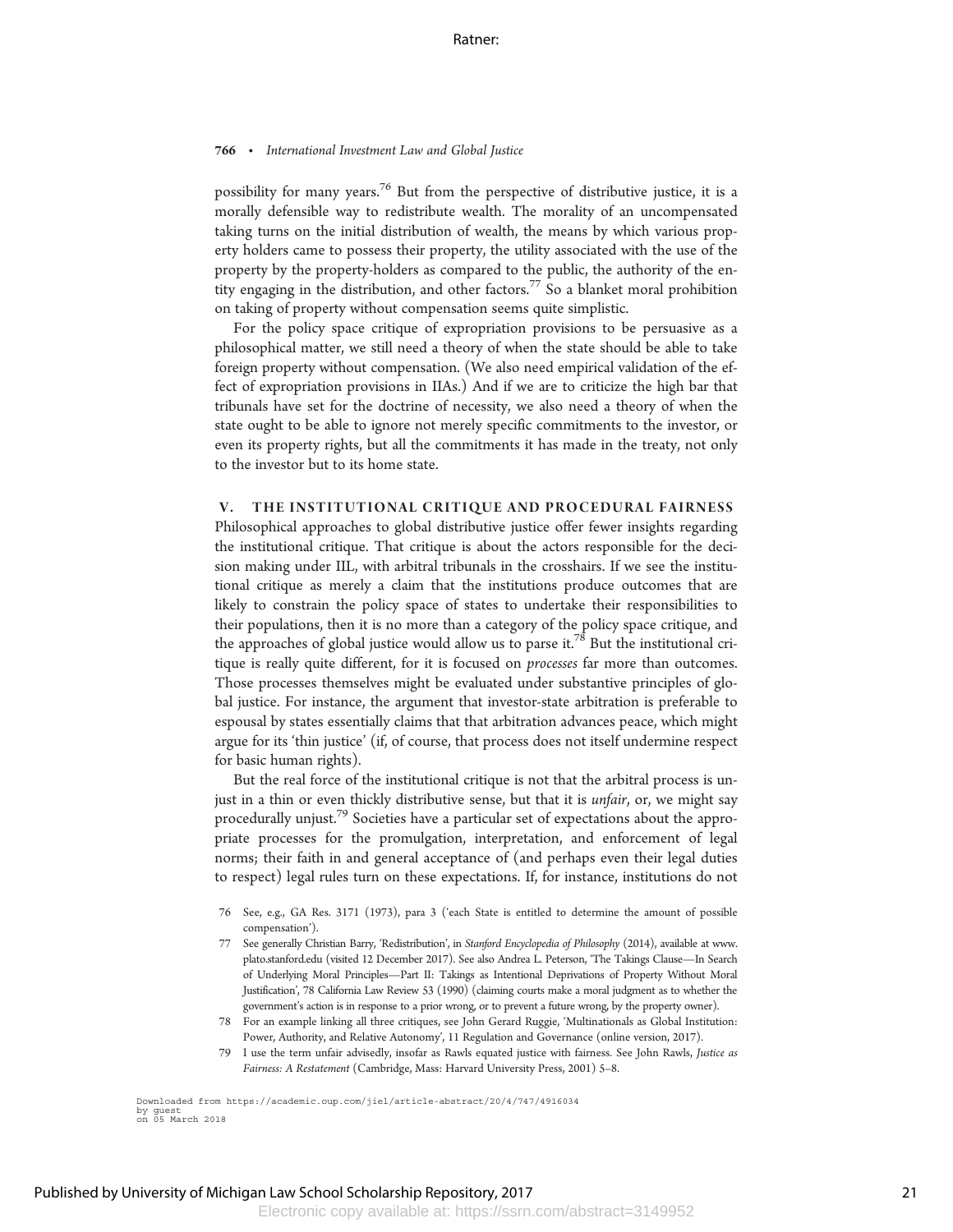possibility for many years.[76] But from the perspective of distributive justice, it is a morally defensible way to redistribute wealth. The morality of an uncompensated taking turns on the initial distribution of wealth, the means by which various property holders came to possess their property, the utility associated with the use of the property by the property-holders as compared to the public, the authority of the entity engaging in the distribution, and other factors.[77] So a blanket moral prohibition on taking of property without compensation seems quite simplistic.

For the policy space critique of expropriation provisions to be persuasive as a philosophical matter, we still need a theory of when the state should be able to take foreign property without compensation. (We also need empirical validation of the effect of expropriation provisions in IIAs.) And if we are to criticize the high bar that tribunals have set for the doctrine of necessity, we also need a theory of when the state ought to be able to ignore not merely specific commitments to the investor, or even its property rights, but all the commitments it has made in the treaty, not only to the investor but to its home state.

## V. THE INSTITUTIONAL CRITIQUE AND PROCEDURAL FAIRNESS

Philosophical approaches to global distributive justice offer fewer insights regarding the institutional critique. That critique is about the actors responsible for the decision making under IIL, with arbitral tribunals in the crosshairs. If we see the institutional critique as merely a claim that the institutions produce outcomes that are likely to constrain the policy space of states to undertake their responsibilities to their populations, then it is no more than a category of the policy space critique, and the approaches of global justice would allow us to parse it.[78] But the institutional critique is really quite different, for it is focused on *processes* far more than outcomes. Those processes themselves might be evaluated under substantive principles of global justice. For instance, the argument that investor-state arbitration is preferable to espousal by states essentially claims that that arbitration advances peace, which might argue for its 'thin justice' (if, of course, that process does not itself undermine respect for basic human rights).

But the real force of the institutional critique is not that the arbitral process is unjust in a thin or even thickly distributive sense, but that it is *unfair*, or, we might say procedurally unjust.[79] Societies have a particular set of expectations about the appropriate processes for the promulgation, interpretation, and enforcement of legal norms; their faith in and general acceptance of (and perhaps even their legal duties to respect) legal rules turn on these expectations. If, for instance, institutions do not

76 See, e.g., GA Res. 3171 (1973), para 3 ('each State is entitled to determine the amount of possible compensation').

77 See generally Christian Barry, 'Redistribution', in *Stanford Encyclopedia of Philosophy* (2014), available at www.plato.stanford.edu (visited 12 December 2017). See also Andrea L. Peterson, 'The Takings Clause—In Search of Underlying Moral Principles—Part II: Takings as Intentional Deprivations of Property Without Moral Justification', 78 California Law Review 53 (1990) (claiming courts make a moral judgment as to whether the government's action is in response to a prior wrong, or to prevent a future wrong, by the property owner).

78 For an example linking all three critiques, see John Gerard Ruggie, 'Multinationals as Global Institution: Power, Authority, and Relative Autonomy', 11 Regulation and Governance (online version, 2017).

79 I use the term unfair advisedly, insofar as Rawls equated justice with fairness. See John Rawls, *Justice as Fairness: A Restatement* (Cambridge, Mass: Harvard University Press, 2001) 5–8.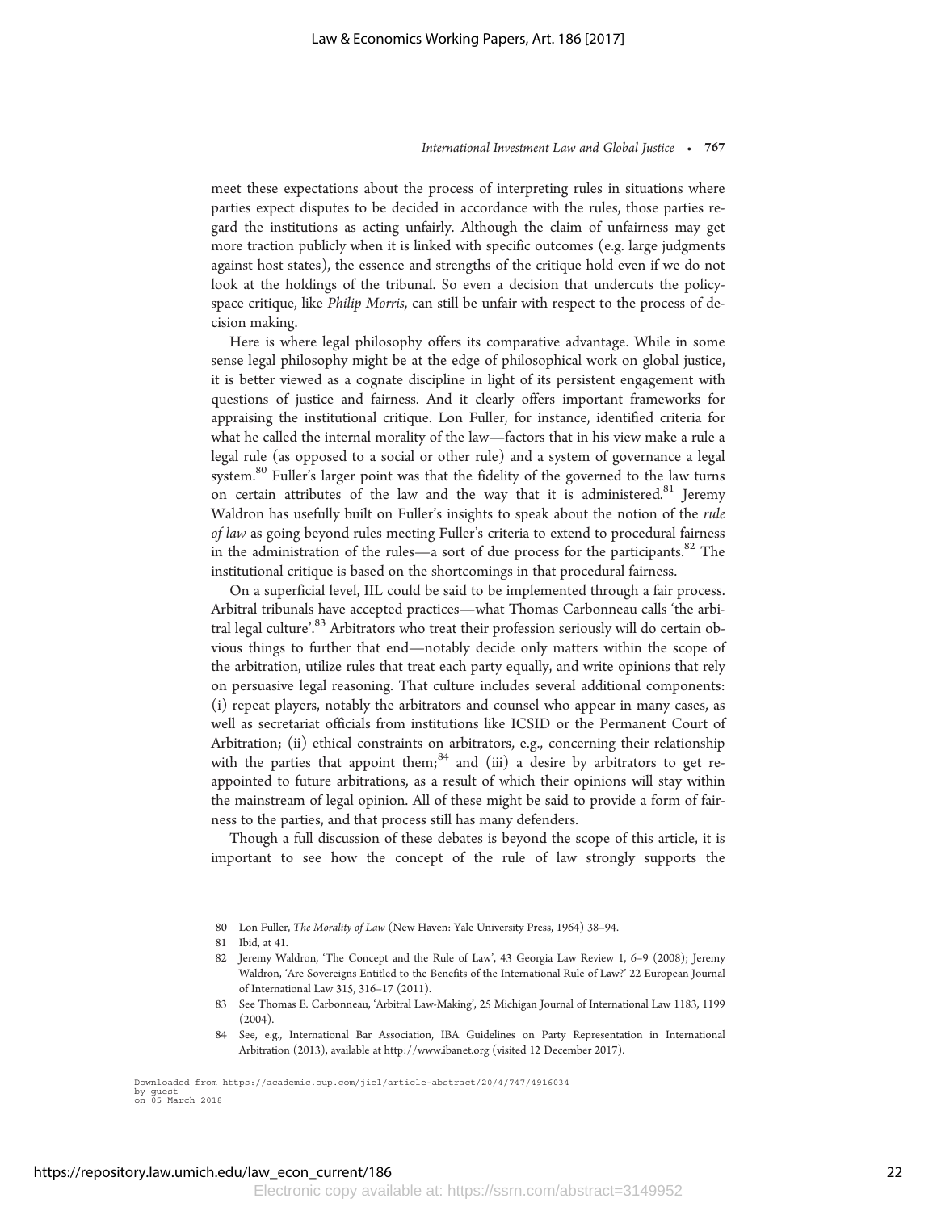meet these expectations about the process of interpreting rules in situations where parties expect disputes to be decided in accordance with the rules, those parties regard the institutions as acting unfairly. Although the claim of unfairness may get more traction publicly when it is linked with specific outcomes (e.g. large judgments against host states), the essence and strengths of the critique hold even if we do not look at the holdings of the tribunal. So even a decision that undercuts the policy-space critique, like *Philip Morris*, can still be unfair with respect to the process of decision making.

Here is where legal philosophy offers its comparative advantage. While in some sense legal philosophy might be at the edge of philosophical work on global justice, it is better viewed as a cognate discipline in light of its persistent engagement with questions of justice and fairness. And it clearly offers important frameworks for appraising the institutional critique. Lon Fuller, for instance, identified criteria for what he called the internal morality of the law—factors that in his view make a rule a legal rule (as opposed to a social or other rule) and a system of governance a legal system.[80] Fuller's larger point was that the fidelity of the governed to the law turns on certain attributes of the law and the way that it is administered.[81] Jeremy Waldron has usefully built on Fuller's insights to speak about the notion of the *rule of law* as going beyond rules meeting Fuller's criteria to extend to procedural fairness in the administration of the rules—a sort of due process for the participants.[82] The institutional critique is based on the shortcomings in that procedural fairness.

On a superficial level, IIL could be said to be implemented through a fair process. Arbitral tribunals have accepted practices—what Thomas Carbonneau calls 'the arbitral legal culture'.[83] Arbitrators who treat their profession seriously will do certain obvious things to further that end—notably decide only matters within the scope of the arbitration, utilize rules that treat each party equally, and write opinions that rely on persuasive legal reasoning. That culture includes several additional components: (i) repeat players, notably the arbitrators and counsel who appear in many cases, as well as secretariat officials from institutions like ICSID or the Permanent Court of Arbitration; (ii) ethical constraints on arbitrators, e.g., concerning their relationship with the parties that appoint them;[84] and (iii) a desire by arbitrators to get reappointed to future arbitrations, as a result of which their opinions will stay within the mainstream of legal opinion. All of these might be said to provide a form of fairness to the parties, and that process still has many defenders.

Though a full discussion of these debates is beyond the scope of this article, it is important to see how the concept of the rule of law strongly supports the

---

80 Lon Fuller, *The Morality of Law* (New Haven: Yale University Press, 1964) 38–94.

81 Ibid, at 41.

82 Jeremy Waldron, 'The Concept and the Rule of Law', 43 Georgia Law Review 1, 6–9 (2008); Jeremy Waldron, 'Are Sovereigns Entitled to the Benefits of the International Rule of Law?' 22 European Journal of International Law 315, 316–17 (2011).

83 See Thomas E. Carbonneau, 'Arbitral Law-Making', 25 Michigan Journal of International Law 1183, 1199 (2004).

84 See, e.g., International Bar Association, IBA Guidelines on Party Representation in International Arbitration (2013), available at http://www.ibanet.org (visited 12 December 2017).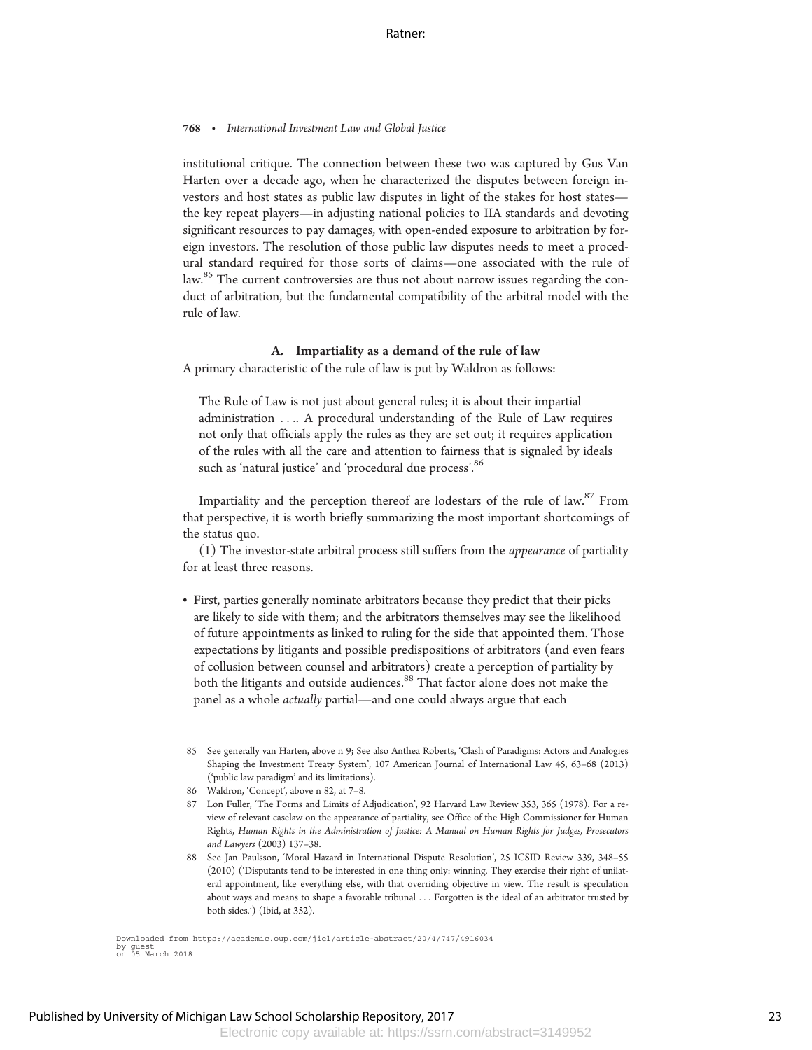institutional critique. The connection between these two was captured by Gus Van Harten over a decade ago, when he characterized the disputes between foreign investors and host states as public law disputes in light of the stakes for host states—the key repeat players—in adjusting national policies to IIA standards and devoting significant resources to pay damages, with open-ended exposure to arbitration by foreign investors. The resolution of those public law disputes needs to meet a procedural standard required for those sorts of claims—one associated with the rule of law.[85] The current controversies are thus not about narrow issues regarding the conduct of arbitration, but the fundamental compatibility of the arbitral model with the rule of law.

### A. Impartiality as a demand of the rule of law

A primary characteristic of the rule of law is put by Waldron as follows:

> The Rule of Law is not just about general rules; it is about their impartial administration . . .. A procedural understanding of the Rule of Law requires not only that officials apply the rules as they are set out; it requires application of the rules with all the care and attention to fairness that is signaled by ideals such as 'natural justice' and 'procedural due process'.[86]

Impartiality and the perception thereof are lodestars of the rule of law.[87] From that perspective, it is worth briefly summarizing the most important shortcomings of the status quo.

(1) The investor-state arbitral process still suffers from the *appearance* of partiality for at least three reasons.

- First, parties generally nominate arbitrators because they predict that their picks are likely to side with them; and the arbitrators themselves may see the likelihood of future appointments as linked to ruling for the side that appointed them. Those expectations by litigants and possible predispositions of arbitrators (and even fears of collusion between counsel and arbitrators) create a perception of partiality by both the litigants and outside audiences.[88] That factor alone does not make the panel as a whole *actually* partial—and one could always argue that each

---

85 See generally van Harten, above n 9; See also Anthea Roberts, 'Clash of Paradigms: Actors and Analogies Shaping the Investment Treaty System', 107 American Journal of International Law 45, 63–68 (2013) ('public law paradigm' and its limitations).

86 Waldron, 'Concept', above n 82, at 7–8.

87 Lon Fuller, 'The Forms and Limits of Adjudication', 92 Harvard Law Review 353, 365 (1978). For a review of relevant caselaw on the appearance of partiality, see Office of the High Commissioner for Human Rights, *Human Rights in the Administration of Justice: A Manual on Human Rights for Judges, Prosecutors and Lawyers* (2003) 137–38.

88 See Jan Paulsson, 'Moral Hazard in International Dispute Resolution', 25 ICSID Review 339, 348–55 (2010) ('Disputants tend to be interested in one thing only: winning. They exercise their right of unilateral appointment, like everything else, with that overriding objective in view. The result is speculation about ways and means to shape a favorable tribunal . . . Forgotten is the ideal of an arbitrator trusted by both sides.') (Ibid, at 352).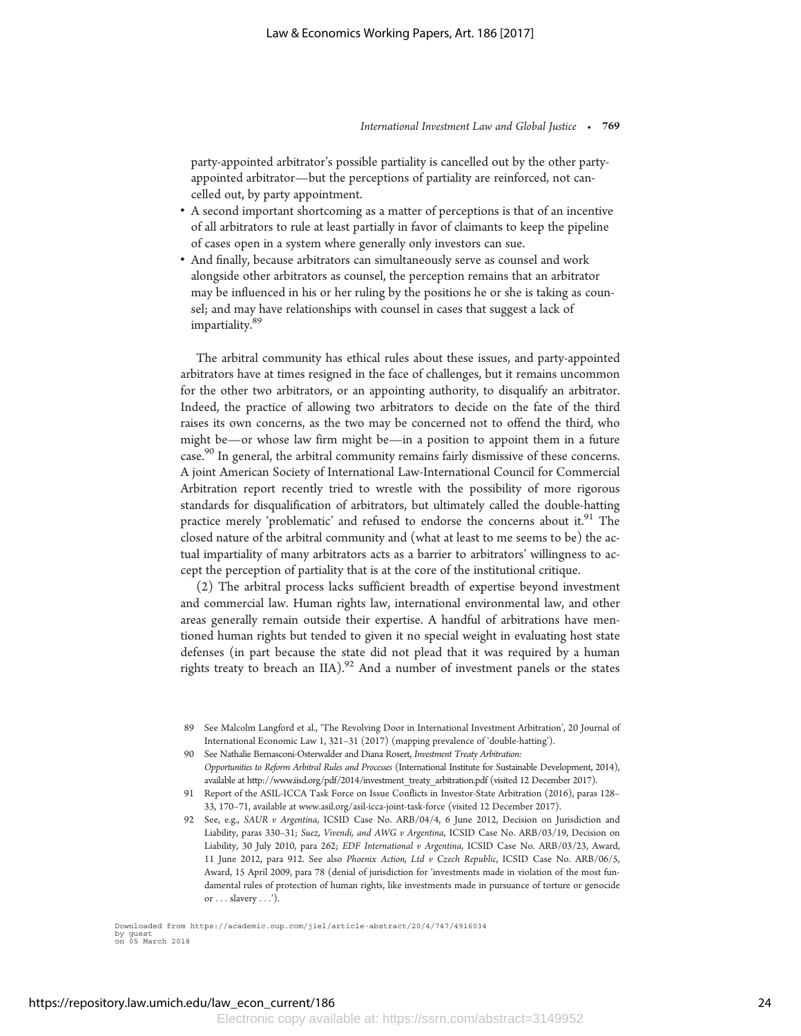party-appointed arbitrator's possible partiality is cancelled out by the other party-appointed arbitrator—but the perceptions of partiality are reinforced, not cancelled out, by party appointment.

- A second important shortcoming as a matter of perceptions is that of an incentive of all arbitrators to rule at least partially in favor of claimants to keep the pipeline of cases open in a system where generally only investors can sue.
- And finally, because arbitrators can simultaneously serve as counsel and work alongside other arbitrators as counsel, the perception remains that an arbitrator may be influenced in his or her ruling by the positions he or she is taking as counsel; and may have relationships with counsel in cases that suggest a lack of impartiality.[89]

The arbitral community has ethical rules about these issues, and party-appointed arbitrators have at times resigned in the face of challenges, but it remains uncommon for the other two arbitrators, or an appointing authority, to disqualify an arbitrator. Indeed, the practice of allowing two arbitrators to decide on the fate of the third raises its own concerns, as the two may be concerned not to offend the third, who might be—or whose law firm might be—in a position to appoint them in a future case.[90] In general, the arbitral community remains fairly dismissive of these concerns. A joint American Society of International Law-International Council for Commercial Arbitration report recently tried to wrestle with the possibility of more rigorous standards for disqualification of arbitrators, but ultimately called the double-hatting practice merely 'problematic' and refused to endorse the concerns about it.[91] The closed nature of the arbitral community and (what at least to me seems to be) the actual impartiality of many arbitrators acts as a barrier to arbitrators' willingness to accept the perception of partiality that is at the core of the institutional critique.

(2) The arbitral process lacks sufficient breadth of expertise beyond investment and commercial law. Human rights law, international environmental law, and other areas generally remain outside their expertise. A handful of arbitrations have mentioned human rights but tended to given it no special weight in evaluating host state defenses (in part because the state did not plead that it was required by a human rights treaty to breach an IIA).[92] And a number of investment panels or the states

---

89 See Malcolm Langford et al., 'The Revolving Door in International Investment Arbitration', 20 Journal of International Economic Law 1, 321–31 (2017) (mapping prevalence of 'double-hatting').

90 See Nathalie Bernasconi-Osterwalder and Diana Rosert, *Investment Treaty Arbitration: Opportunities to Reform Arbitral Rules and Processes* (International Institute for Sustainable Development, 2014), available at http://www.iisd.org/pdf/2014/investment_treaty_arbitration.pdf (visited 12 December 2017).

91 Report of the ASIL-ICCA Task Force on Issue Conflicts in Investor-State Arbitration (2016), paras 128–33, 170–71, available at www.asil.org/asil-icca-joint-task-force (visited 12 December 2017).

92 See, e.g., *SAUR v Argentina*, ICSID Case No. ARB/04/4, 6 June 2012, Decision on Jurisdiction and Liability, paras 330–31; *Suez, Vivendi, and AWG v Argentina*, ICSID Case No. ARB/03/19, Decision on Liability, 30 July 2010, para 262; *EDF International v Argentina*, ICSID Case No. ARB/03/23, Award, 11 June 2012, para 912. See also *Phoenix Action, Ltd v Czech Republic*, ICSID Case No. ARB/06/5, Award, 15 April 2009, para 78 (denial of jurisdiction for 'investments made in violation of the most fundamental rules of protection of human rights, like investments made in pursuance of torture or genocide or . . . slavery . . .').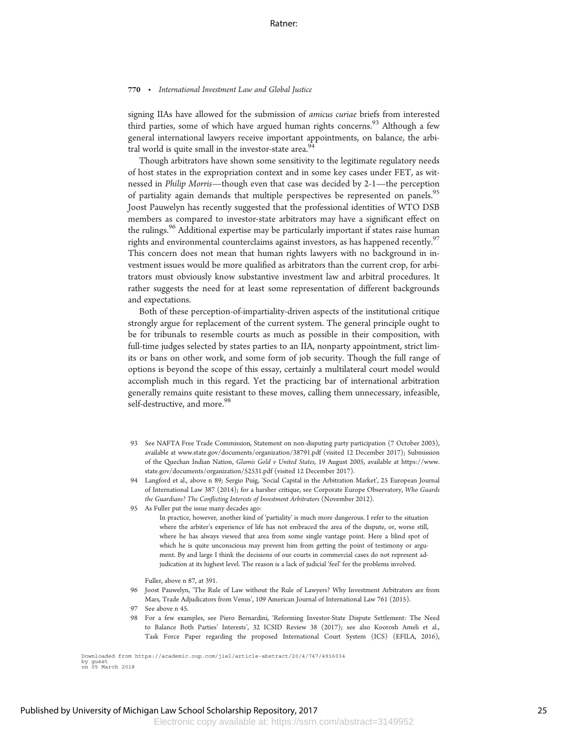signing IIAs have allowed for the submission of *amicus curiae* briefs from interested third parties, some of which have argued human rights concerns.[93] Although a few general international lawyers receive important appointments, on balance, the arbitral world is quite small in the investor-state area.[94]

Though arbitrators have shown some sensitivity to the legitimate regulatory needs of host states in the expropriation context and in some key cases under FET, as witnessed in *Philip Morris*—though even that case was decided by 2-1—the perception of partiality again demands that multiple perspectives be represented on panels.[95] Joost Pauwelyn has recently suggested that the professional identities of WTO DSB members as compared to investor-state arbitrators may have a significant effect on the rulings.[96] Additional expertise may be particularly important if states raise human rights and environmental counterclaims against investors, as has happened recently.[97] This concern does not mean that human rights lawyers with no background in investment issues would be more qualified as arbitrators than the current crop, for arbitrators must obviously know substantive investment law and arbitral procedures. It rather suggests the need for at least some representation of different backgrounds and expectations.

Both of these perception-of-impartiality-driven aspects of the institutional critique strongly argue for replacement of the current system. The general principle ought to be for tribunals to resemble courts as much as possible in their composition, with full-time judges selected by states parties to an IIA, nonparty appointment, strict limits or bans on other work, and some form of job security. Though the full range of options is beyond the scope of this essay, certainly a multilateral court model would accomplish much in this regard. Yet the practicing bar of international arbitration generally remains quite resistant to these moves, calling them unnecessary, infeasible, self-destructive, and more.[98]

---

93 See NAFTA Free Trade Commission, Statement on non-disputing party participation (7 October 2003), available at www.state.gov/documents/organization/38791.pdf (visited 12 December 2017); Submission of the Quechan Indian Nation, *Glamis Gold v United States*, 19 August 2005, available at https://www.state.gov/documents/organization/52531.pdf (visited 12 December 2017).

94 Langford et al., above n 89; Sergio Puig, 'Social Capital in the Arbitration Market', 25 European Journal of International Law 387 (2014); for a harsher critique, see Corporate Europe Observatory, *Who Guards the Guardians? The Conflicting Interests of Investment Arbitrators* (November 2012).

95 As Fuller put the issue many decades ago:

> In practice, however, another kind of 'partiality' is much more dangerous. I refer to the situation where the arbiter's experience of life has not embraced the area of the dispute, or, worse still, where he has always viewed that area from some single vantage point. Here a blind spot of which he is quite unconscious may prevent him from getting the point of testimony or argument. By and large I think the decisions of our courts in commercial cases do not represent adjudication at its highest level. The reason is a lack of judicial 'feel' for the problems involved.

Fuller, above n 87, at 391.

96 Joost Pauwelyn, 'The Rule of Law without the Rule of Lawyers? Why Investment Arbitrators are from Mars, Trade Adjudicators from Venus', 109 American Journal of International Law 761 (2015).

97 See above n 45.

98 For a few examples, see Piero Bernardini, 'Reforming Investor-State Dispute Settlement: The Need to Balance Both Parties' Interests', 32 ICSID Review 38 (2017); see also Koorosh Ameli et al., Task Force Paper regarding the proposed International Court System (ICS) (EFILA, 2016),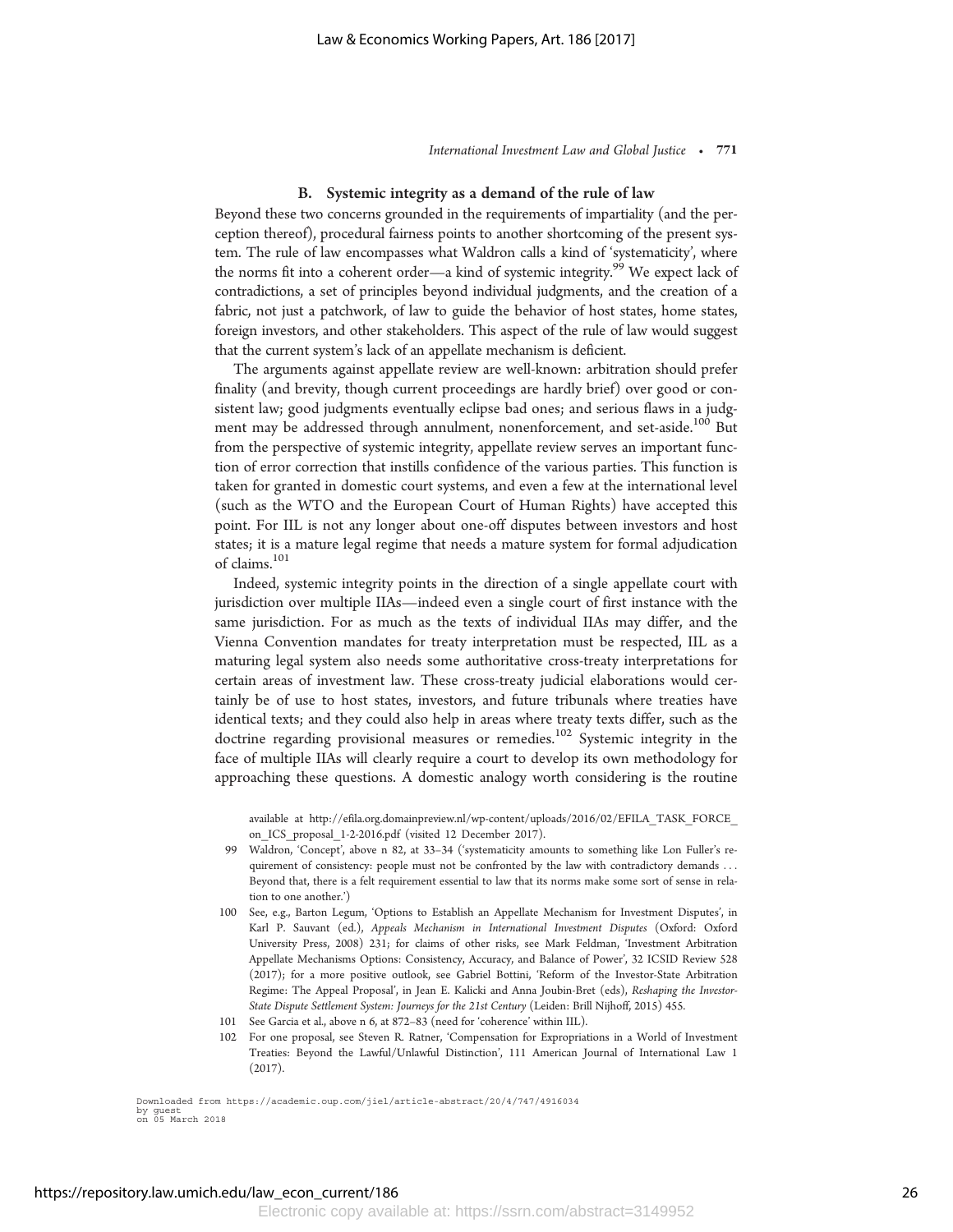### B. Systemic integrity as a demand of the rule of law

Beyond these two concerns grounded in the requirements of impartiality (and the perception thereof), procedural fairness points to another shortcoming of the present system. The rule of law encompasses what Waldron calls a kind of 'systematicity', where the norms fit into a coherent order—a kind of systemic integrity.[99] We expect lack of contradictions, a set of principles beyond individual judgments, and the creation of a fabric, not just a patchwork, of law to guide the behavior of host states, home states, foreign investors, and other stakeholders. This aspect of the rule of law would suggest that the current system's lack of an appellate mechanism is deficient.

The arguments against appellate review are well-known: arbitration should prefer finality (and brevity, though current proceedings are hardly brief) over good or consistent law; good judgments eventually eclipse bad ones; and serious flaws in a judgment may be addressed through annulment, nonenforcement, and set-aside.[100] But from the perspective of systemic integrity, appellate review serves an important function of error correction that instills confidence of the various parties. This function is taken for granted in domestic court systems, and even a few at the international level (such as the WTO and the European Court of Human Rights) have accepted this point. For IIL is not any longer about one-off disputes between investors and host states; it is a mature legal regime that needs a mature system for formal adjudication of claims.[101]

Indeed, systemic integrity points in the direction of a single appellate court with jurisdiction over multiple IIAs—indeed even a single court of first instance with the same jurisdiction. For as much as the texts of individual IIAs may differ, and the Vienna Convention mandates for treaty interpretation must be respected, IIL as a maturing legal system also needs some authoritative cross-treaty interpretations for certain areas of investment law. These cross-treaty judicial elaborations would certainly be of use to host states, investors, and future tribunals where treaties have identical texts; and they could also help in areas where treaty texts differ, such as the doctrine regarding provisional measures or remedies.[102] Systemic integrity in the face of multiple IIAs will clearly require a court to develop its own methodology for approaching these questions. A domestic analogy worth considering is the routine

available at http://efila.org.domainpreview.nl/wp-content/uploads/2016/02/EFILA_TASK_FORCE_on_ICS_proposal_1-2-2016.pdf (visited 12 December 2017).

99 Waldron, 'Concept', above n 82, at 33–34 ('systematicity amounts to something like Lon Fuller's requirement of consistency: people must not be confronted by the law with contradictory demands . . . Beyond that, there is a felt requirement essential to law that its norms make some sort of sense in relation to one another.')

100 See, e.g., Barton Legum, 'Options to Establish an Appellate Mechanism for Investment Disputes', in Karl P. Sauvant (ed.), *Appeals Mechanism in International Investment Disputes* (Oxford: Oxford University Press, 2008) 231; for claims of other risks, see Mark Feldman, 'Investment Arbitration Appellate Mechanisms Options: Consistency, Accuracy, and Balance of Power', 32 ICSID Review 528 (2017); for a more positive outlook, see Gabriel Bottini, 'Reform of the Investor-State Arbitration Regime: The Appeal Proposal', in Jean E. Kalicki and Anna Joubin-Bret (eds), *Reshaping the Investor-State Dispute Settlement System: Journeys for the 21st Century* (Leiden: Brill Nijhoff, 2015) 455.

101 See Garcia et al., above n 6, at 872–83 (need for 'coherence' within IIL).

102 For one proposal, see Steven R. Ratner, 'Compensation for Expropriations in a World of Investment Treaties: Beyond the Lawful/Unlawful Distinction', 111 American Journal of International Law 1 (2017).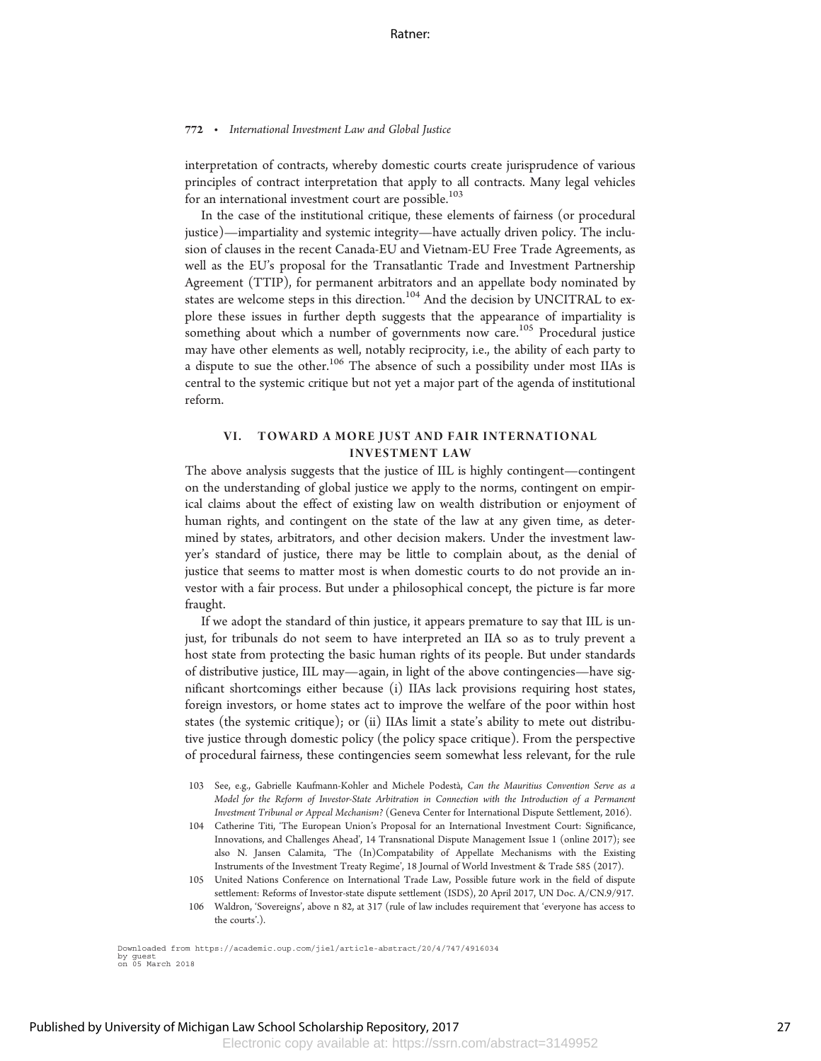interpretation of contracts, whereby domestic courts create jurisprudence of various principles of contract interpretation that apply to all contracts. Many legal vehicles for an international investment court are possible.[103]

In the case of the institutional critique, these elements of fairness (or procedural justice)—impartiality and systemic integrity—have actually driven policy. The inclusion of clauses in the recent Canada-EU and Vietnam-EU Free Trade Agreements, as well as the EU's proposal for the Transatlantic Trade and Investment Partnership Agreement (TTIP), for permanent arbitrators and an appellate body nominated by states are welcome steps in this direction.[104] And the decision by UNCITRAL to explore these issues in further depth suggests that the appearance of impartiality is something about which a number of governments now care.[105] Procedural justice may have other elements as well, notably reciprocity, i.e., the ability of each party to a dispute to sue the other.[106] The absence of such a possibility under most IIAs is central to the systemic critique but not yet a major part of the agenda of institutional reform.

## VI. TOWARD A MORE JUST AND FAIR INTERNATIONAL INVESTMENT LAW

The above analysis suggests that the justice of IIL is highly contingent—contingent on the understanding of global justice we apply to the norms, contingent on empirical claims about the effect of existing law on wealth distribution or enjoyment of human rights, and contingent on the state of the law at any given time, as determined by states, arbitrators, and other decision makers. Under the investment lawyer's standard of justice, there may be little to complain about, as the denial of justice that seems to matter most is when domestic courts to do not provide an investor with a fair process. But under a philosophical concept, the picture is far more fraught.

If we adopt the standard of thin justice, it appears premature to say that IIL is unjust, for tribunals do not seem to have interpreted an IIA so as to truly prevent a host state from protecting the basic human rights of its people. But under standards of distributive justice, IIL may—again, in light of the above contingencies—have significant shortcomings either because (i) IIAs lack provisions requiring host states, foreign investors, or home states act to improve the welfare of the poor within host states (the systemic critique); or (ii) IIAs limit a state's ability to mete out distributive justice through domestic policy (the policy space critique). From the perspective of procedural fairness, these contingencies seem somewhat less relevant, for the rule

103 See, e.g., Gabrielle Kaufmann-Kohler and Michele Podestà, *Can the Mauritius Convention Serve as a Model for the Reform of Investor-State Arbitration in Connection with the Introduction of a Permanent Investment Tribunal or Appeal Mechanism?* (Geneva Center for International Dispute Settlement, 2016).

104 Catherine Titi, 'The European Union's Proposal for an International Investment Court: Significance, Innovations, and Challenges Ahead', 14 Transnational Dispute Management Issue 1 (online 2017); see also N. Jansen Calamita, 'The (In)Compatability of Appellate Mechanisms with the Existing Instruments of the Investment Treaty Regime', 18 Journal of World Investment & Trade 585 (2017).

105 United Nations Conference on International Trade Law, Possible future work in the field of dispute settlement: Reforms of Investor-state dispute settlement (ISDS), 20 April 2017, UN Doc. A/CN.9/917.

106 Waldron, 'Sovereigns', above n 82, at 317 (rule of law includes requirement that 'everyone has access to the courts'.).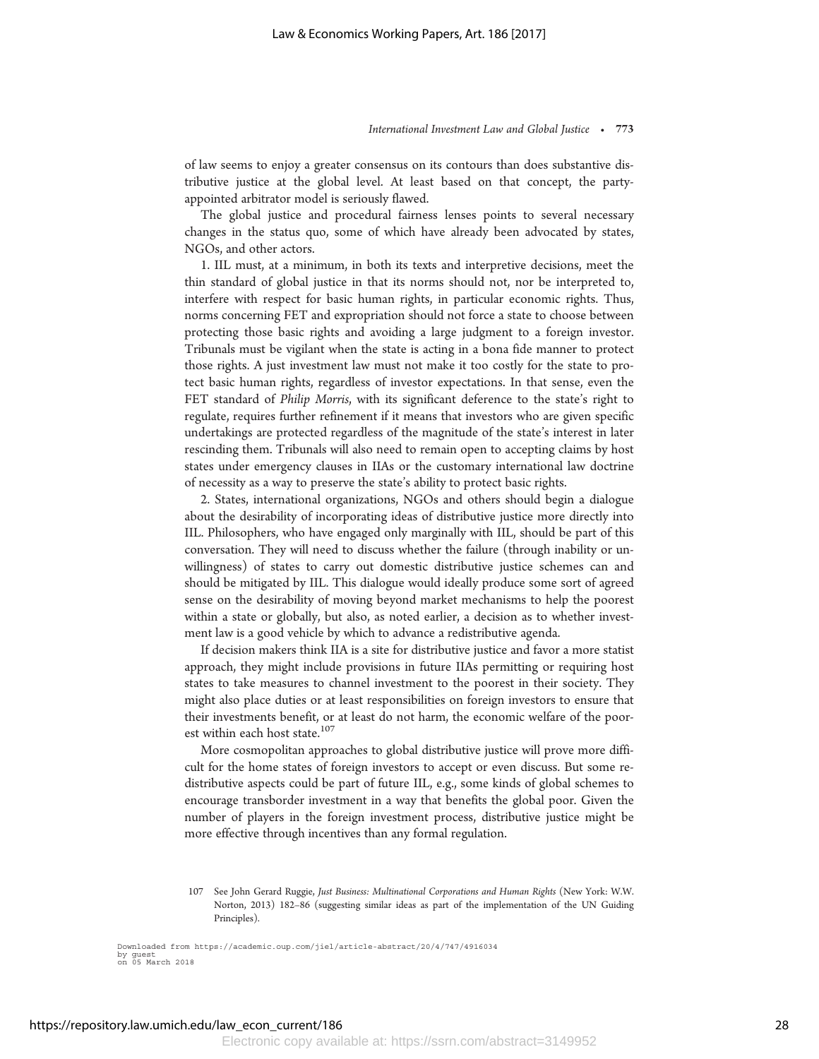of law seems to enjoy a greater consensus on its contours than does substantive distributive justice at the global level. At least based on that concept, the party-appointed arbitrator model is seriously flawed.

The global justice and procedural fairness lenses points to several necessary changes in the status quo, some of which have already been advocated by states, NGOs, and other actors.

1. IIL must, at a minimum, in both its texts and interpretive decisions, meet the thin standard of global justice in that its norms should not, nor be interpreted to, interfere with respect for basic human rights, in particular economic rights. Thus, norms concerning FET and expropriation should not force a state to choose between protecting those basic rights and avoiding a large judgment to a foreign investor. Tribunals must be vigilant when the state is acting in a bona fide manner to protect those rights. A just investment law must not make it too costly for the state to protect basic human rights, regardless of investor expectations. In that sense, even the FET standard of *Philip Morris*, with its significant deference to the state's right to regulate, requires further refinement if it means that investors who are given specific undertakings are protected regardless of the magnitude of the state's interest in later rescinding them. Tribunals will also need to remain open to accepting claims by host states under emergency clauses in IIAs or the customary international law doctrine of necessity as a way to preserve the state's ability to protect basic rights.

2. States, international organizations, NGOs and others should begin a dialogue about the desirability of incorporating ideas of distributive justice more directly into IIL. Philosophers, who have engaged only marginally with IIL, should be part of this conversation. They will need to discuss whether the failure (through inability or unwillingness) of states to carry out domestic distributive justice schemes can and should be mitigated by IIL. This dialogue would ideally produce some sort of agreed sense on the desirability of moving beyond market mechanisms to help the poorest within a state or globally, but also, as noted earlier, a decision as to whether investment law is a good vehicle by which to advance a redistributive agenda.

If decision makers think IIA is a site for distributive justice and favor a more statist approach, they might include provisions in future IIAs permitting or requiring host states to take measures to channel investment to the poorest in their society. They might also place duties or at least responsibilities on foreign investors to ensure that their investments benefit, or at least do not harm, the economic welfare of the poorest within each host state.[107]

More cosmopolitan approaches to global distributive justice will prove more difficult for the home states of foreign investors to accept or even discuss. But some redistributive aspects could be part of future IIL, e.g., some kinds of global schemes to encourage transborder investment in a way that benefits the global poor. Given the number of players in the foreign investment process, distributive justice might be more effective through incentives than any formal regulation.

107 See John Gerard Ruggie, *Just Business: Multinational Corporations and Human Rights* (New York: W.W. Norton, 2013) 182–86 (suggesting similar ideas as part of the implementation of the UN Guiding Principles).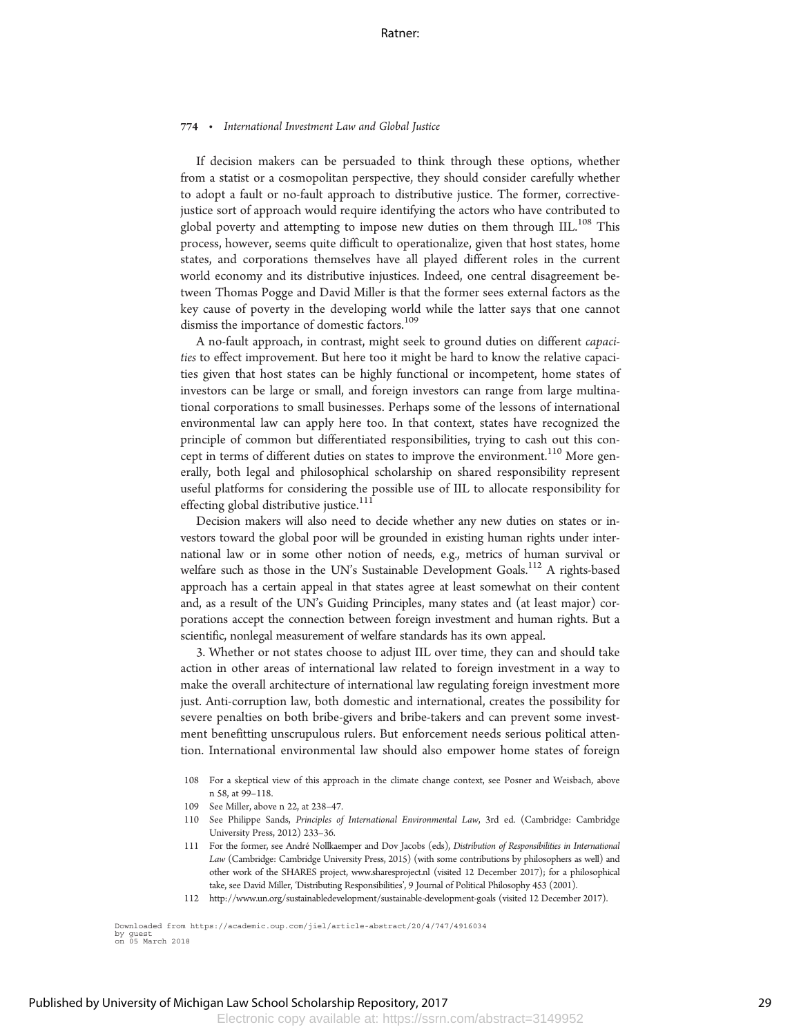If decision makers can be persuaded to think through these options, whether from a statist or a cosmopolitan perspective, they should consider carefully whether to adopt a fault or no-fault approach to distributive justice. The former, corrective-justice sort of approach would require identifying the actors who have contributed to global poverty and attempting to impose new duties on them through IIL.[108] This process, however, seems quite difficult to operationalize, given that host states, home states, and corporations themselves have all played different roles in the current world economy and its distributive injustices. Indeed, one central disagreement between Thomas Pogge and David Miller is that the former sees external factors as the key cause of poverty in the developing world while the latter says that one cannot dismiss the importance of domestic factors.[109]

A no-fault approach, in contrast, might seek to ground duties on different *capacities* to effect improvement. But here too it might be hard to know the relative capacities given that host states can be highly functional or incompetent, home states of investors can be large or small, and foreign investors can range from large multinational corporations to small businesses. Perhaps some of the lessons of international environmental law can apply here too. In that context, states have recognized the principle of common but differentiated responsibilities, trying to cash out this concept in terms of different duties on states to improve the environment.[110] More generally, both legal and philosophical scholarship on shared responsibility represent useful platforms for considering the possible use of IIL to allocate responsibility for effecting global distributive justice.[111]

Decision makers will also need to decide whether any new duties on states or investors toward the global poor will be grounded in existing human rights under international law or in some other notion of needs, e.g., metrics of human survival or welfare such as those in the UN's Sustainable Development Goals.[112] A rights-based approach has a certain appeal in that states agree at least somewhat on their content and, as a result of the UN's Guiding Principles, many states and (at least major) corporations accept the connection between foreign investment and human rights. But a scientific, nonlegal measurement of welfare standards has its own appeal.

3. Whether or not states choose to adjust IIL over time, they can and should take action in other areas of international law related to foreign investment in a way to make the overall architecture of international law regulating foreign investment more just. Anti-corruption law, both domestic and international, creates the possibility for severe penalties on both bribe-givers and bribe-takers and can prevent some investment benefitting unscrupulous rulers. But enforcement needs serious political attention. International environmental law should also empower home states of foreign

108 For a skeptical view of this approach in the climate change context, see Posner and Weisbach, above n 58, at 99–118.

109 See Miller, above n 22, at 238–47.

110 See Philippe Sands, *Principles of International Environmental Law*, 3rd ed. (Cambridge: Cambridge University Press, 2012) 233–36.

111 For the former, see André Nollkaemper and Dov Jacobs (eds), *Distribution of Responsibilities in International Law* (Cambridge: Cambridge University Press, 2015) (with some contributions by philosophers as well) and other work of the SHARES project, www.sharesproject.nl (visited 12 December 2017); for a philosophical take, see David Miller, 'Distributing Responsibilities', 9 Journal of Political Philosophy 453 (2001).

112 http://www.un.org/sustainabledevelopment/sustainable-development-goals (visited 12 December 2017).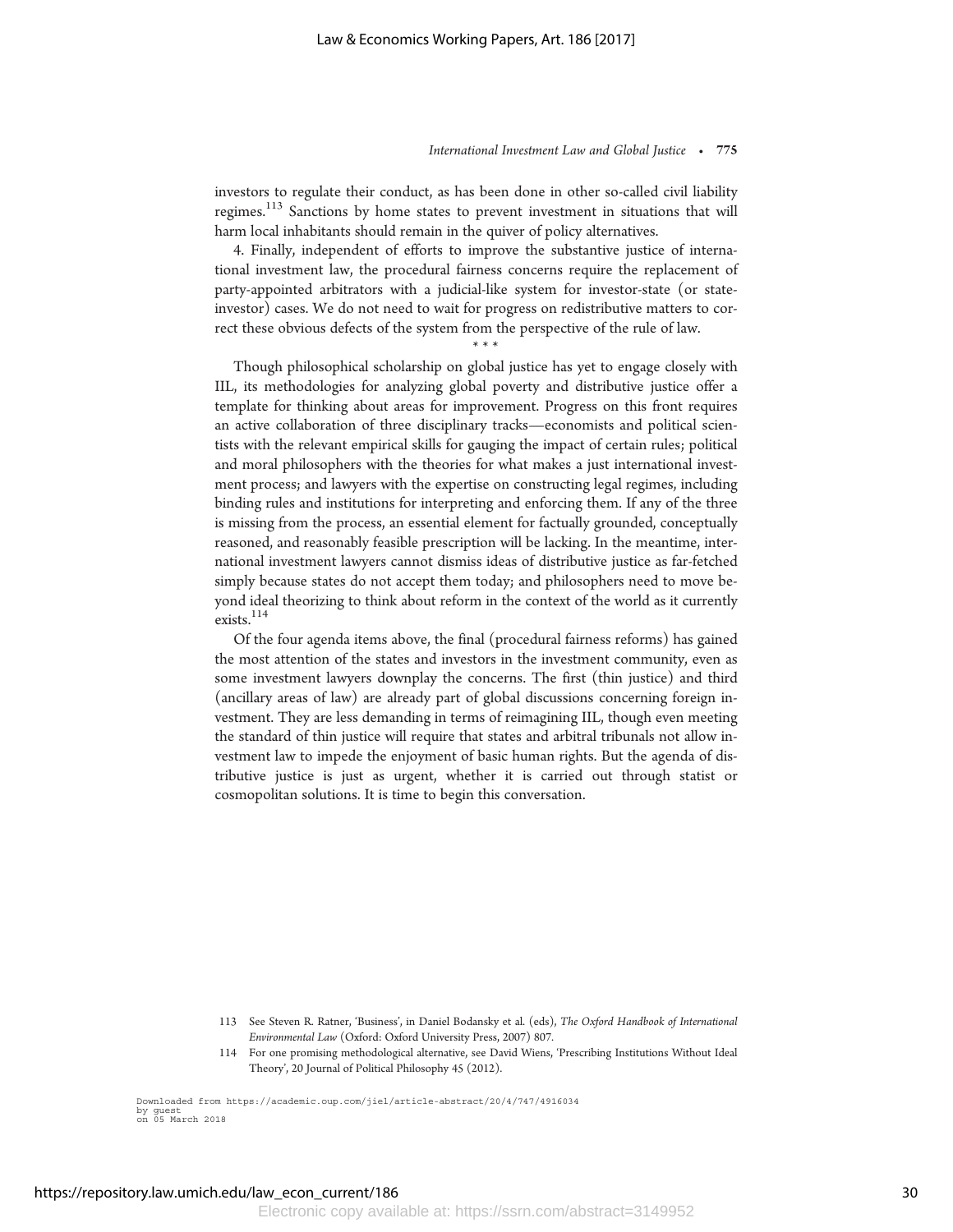investors to regulate their conduct, as has been done in other so-called civil liability regimes.[113] Sanctions by home states to prevent investment in situations that will harm local inhabitants should remain in the quiver of policy alternatives.

4. Finally, independent of efforts to improve the substantive justice of international investment law, the procedural fairness concerns require the replacement of party-appointed arbitrators with a judicial-like system for investor-state (or state-investor) cases. We do not need to wait for progress on redistributive matters to correct these obvious defects of the system from the perspective of the rule of law.

\* \* \*

Though philosophical scholarship on global justice has yet to engage closely with IIL, its methodologies for analyzing global poverty and distributive justice offer a template for thinking about areas for improvement. Progress on this front requires an active collaboration of three disciplinary tracks—economists and political scientists with the relevant empirical skills for gauging the impact of certain rules; political and moral philosophers with the theories for what makes a just international investment process; and lawyers with the expertise on constructing legal regimes, including binding rules and institutions for interpreting and enforcing them. If any of the three is missing from the process, an essential element for factually grounded, conceptually reasoned, and reasonably feasible prescription will be lacking. In the meantime, international investment lawyers cannot dismiss ideas of distributive justice as far-fetched simply because states do not accept them today; and philosophers need to move beyond ideal theorizing to think about reform in the context of the world as it currently exists.[114]

Of the four agenda items above, the final (procedural fairness reforms) has gained the most attention of the states and investors in the investment community, even as some investment lawyers downplay the concerns. The first (thin justice) and third (ancillary areas of law) are already part of global discussions concerning foreign investment. They are less demanding in terms of reimagining IIL, though even meeting the standard of thin justice will require that states and arbitral tribunals not allow investment law to impede the enjoyment of basic human rights. But the agenda of distributive justice is just as urgent, whether it is carried out through statist or cosmopolitan solutions. It is time to begin this conversation.

113 See Steven R. Ratner, 'Business', in Daniel Bodansky et al. (eds), *The Oxford Handbook of International Environmental Law* (Oxford: Oxford University Press, 2007) 807.

114 For one promising methodological alternative, see David Wiens, 'Prescribing Institutions Without Ideal Theory', 20 Journal of Political Philosophy 45 (2012).